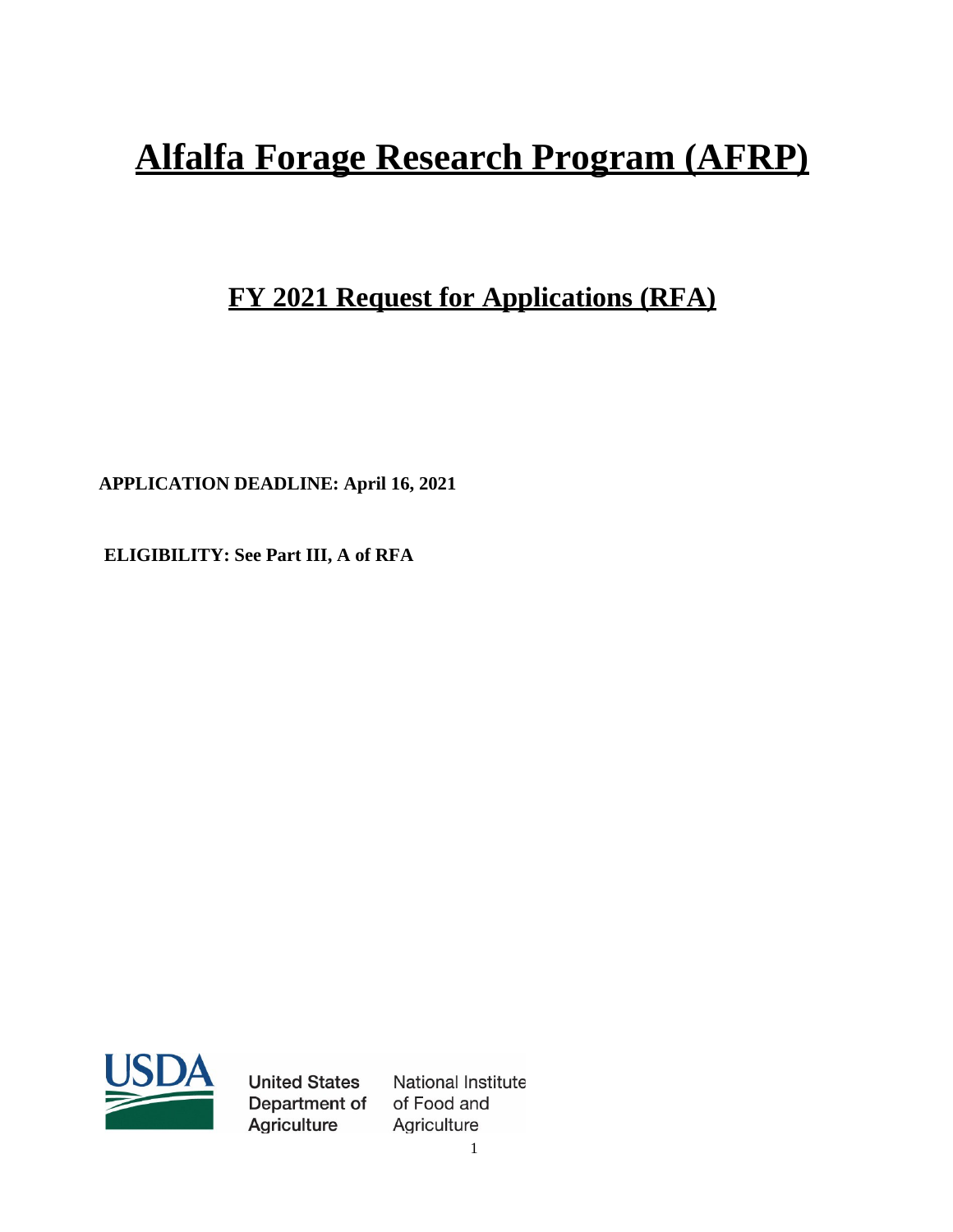# Alfalfa Forage Research Program (AFRP)

## FY 2021 Request for Applications (RFA)

**APPLICATION DEADLINE: April 16, 2021**

**ELIGIBILITY: See Part III, A of RFA**

United States Department of Agriculture

National Institute of Food and Agriculture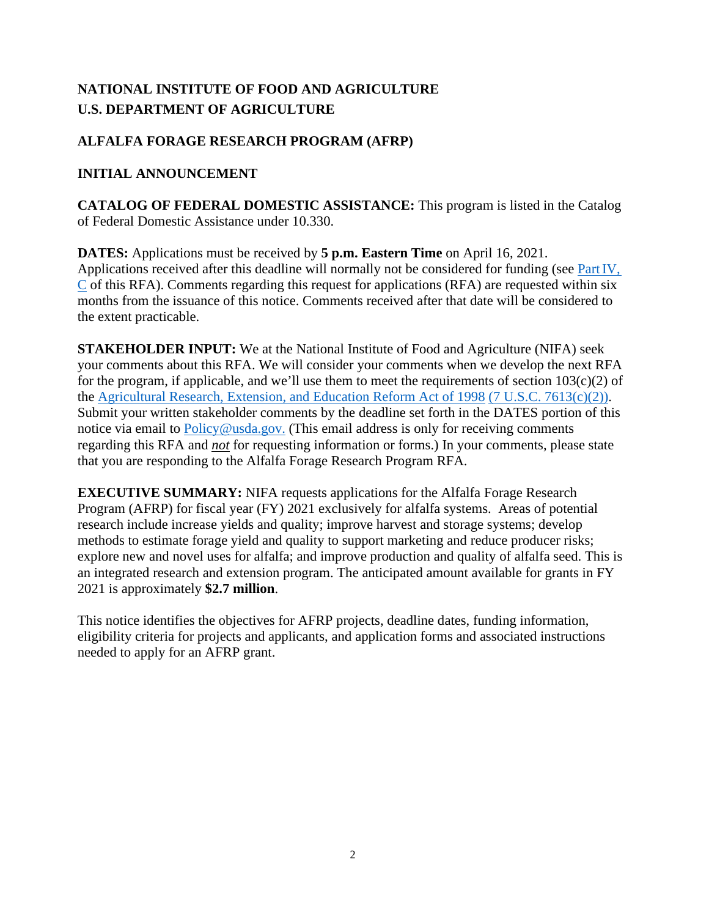**NATIONAL INSTITUTE OF FOOD AND AGRICULTURE**
**U.S. DEPARTMENT OF AGRICULTURE**

**ALFALFA FORAGE RESEARCH PROGRAM (AFRP)**

**INITIAL ANNOUNCEMENT**

**CATALOG OF FEDERAL DOMESTIC ASSISTANCE:** This program is listed in the Catalog of Federal Domestic Assistance under 10.330.

**DATES:** Applications must be received by **5 p.m. Eastern Time** on April 16, 2021. Applications received after this deadline will normally not be considered for funding (see Part IV, C of this RFA). Comments regarding this request for applications (RFA) are requested within six months from the issuance of this notice. Comments received after that date will be considered to the extent practicable.

**STAKEHOLDER INPUT:** We at the National Institute of Food and Agriculture (NIFA) seek your comments about this RFA. We will consider your comments when we develop the next RFA for the program, if applicable, and we'll use them to meet the requirements of section 103(c)(2) of the Agricultural Research, Extension, and Education Reform Act of 1998 (7 U.S.C. 7613(c)(2)). Submit your written stakeholder comments by the deadline set forth in the DATES portion of this notice via email to Policy@usda.gov. (This email address is only for receiving comments regarding this RFA and ***not*** for requesting information or forms.) In your comments, please state that you are responding to the Alfalfa Forage Research Program RFA.

**EXECUTIVE SUMMARY:** NIFA requests applications for the Alfalfa Forage Research Program (AFRP) for fiscal year (FY) 2021 exclusively for alfalfa systems. Areas of potential research include increase yields and quality; improve harvest and storage systems; develop methods to estimate forage yield and quality to support marketing and reduce producer risks; explore new and novel uses for alfalfa; and improve production and quality of alfalfa seed. This is an integrated research and extension program. The anticipated amount available for grants in FY 2021 is approximately **$2.7 million**.

This notice identifies the objectives for AFRP projects, deadline dates, funding information, eligibility criteria for projects and applicants, and application forms and associated instructions needed to apply for an AFRP grant.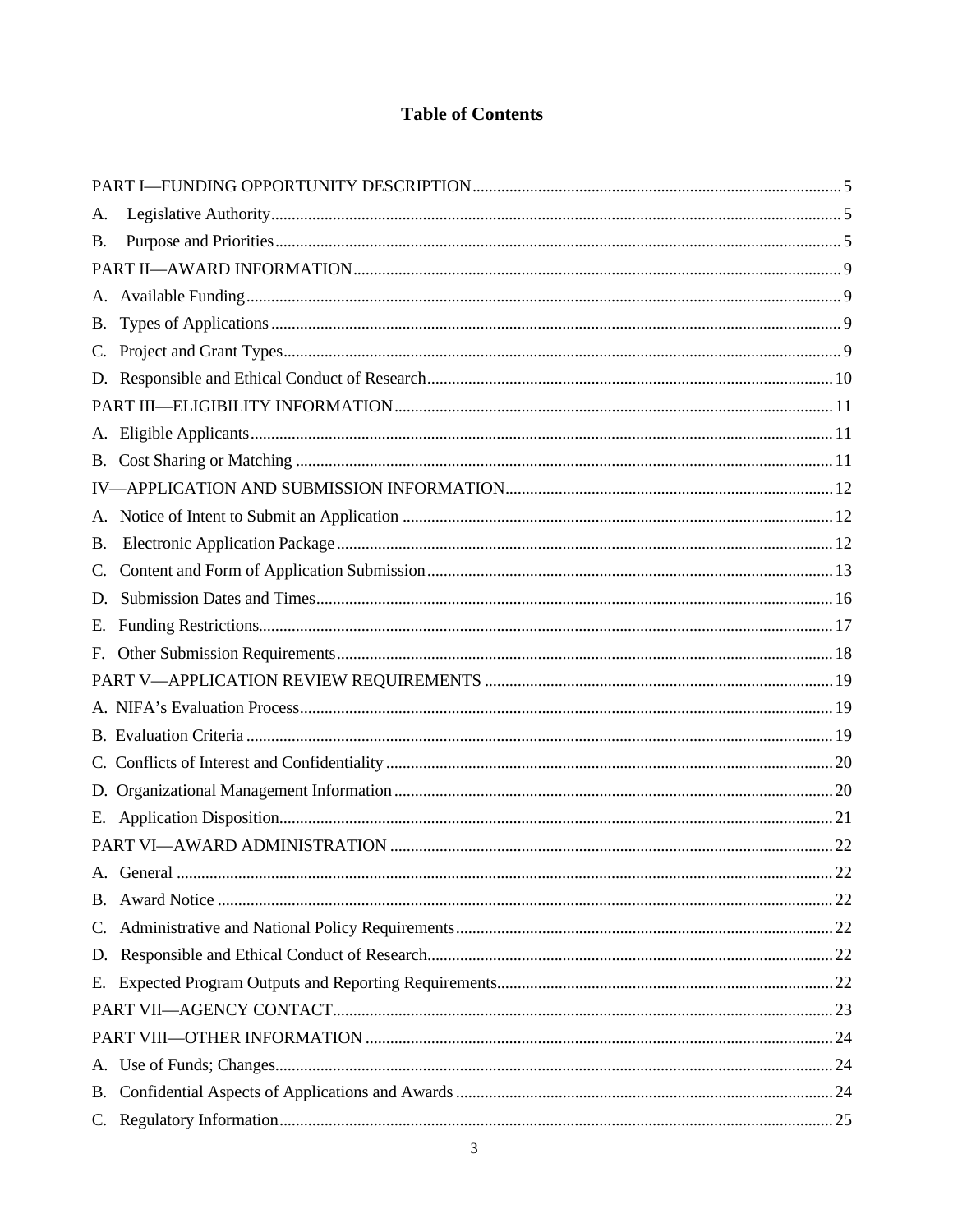# Table of Contents

PART I—FUNDING OPPORTUNITY DESCRIPTION ..... 5

A. Legislative Authority ..... 5

B. Purpose and Priorities ..... 5

PART II—AWARD INFORMATION ..... 9

A. Available Funding ..... 9

B. Types of Applications ..... 9

C. Project and Grant Types ..... 9

D. Responsible and Ethical Conduct of Research ..... 10

PART III—ELIGIBILITY INFORMATION ..... 11

A. Eligible Applicants ..... 11

B. Cost Sharing or Matching ..... 11

IV—APPLICATION AND SUBMISSION INFORMATION ..... 12

A. Notice of Intent to Submit an Application ..... 12

B. Electronic Application Package ..... 12

C. Content and Form of Application Submission ..... 13

D. Submission Dates and Times ..... 16

E. Funding Restrictions ..... 17

F. Other Submission Requirements ..... 18

PART V—APPLICATION REVIEW REQUIREMENTS ..... 19

A. NIFA's Evaluation Process ..... 19

B. Evaluation Criteria ..... 19

C. Conflicts of Interest and Confidentiality ..... 20

D. Organizational Management Information ..... 20

E. Application Disposition ..... 21

PART VI—AWARD ADMINISTRATION ..... 22

A. General ..... 22

B. Award Notice ..... 22

C. Administrative and National Policy Requirements ..... 22

D. Responsible and Ethical Conduct of Research ..... 22

E. Expected Program Outputs and Reporting Requirements ..... 22

PART VII—AGENCY CONTACT ..... 23

PART VIII—OTHER INFORMATION ..... 24

A. Use of Funds; Changes ..... 24

B. Confidential Aspects of Applications and Awards ..... 24

C. Regulatory Information ..... 25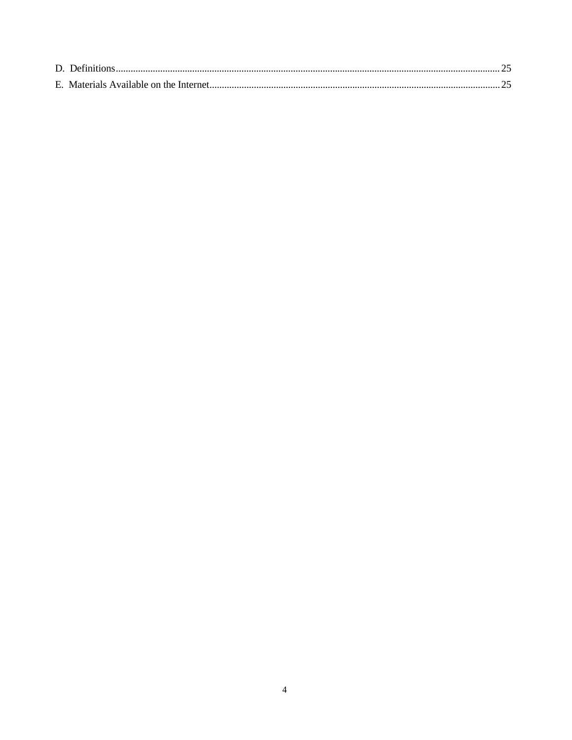D. Definitions .......... 25

E. Materials Available on the Internet .......... 25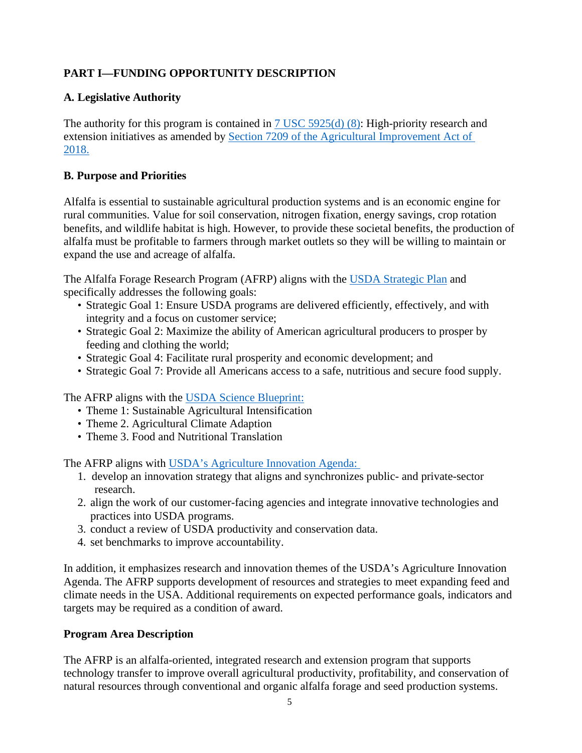## PART I—FUNDING OPPORTUNITY DESCRIPTION

### A. Legislative Authority

The authority for this program is contained in 7 USC 5925(d) (8): High-priority research and extension initiatives as amended by Section 7209 of the Agricultural Improvement Act of 2018.

### B. Purpose and Priorities

Alfalfa is essential to sustainable agricultural production systems and is an economic engine for rural communities. Value for soil conservation, nitrogen fixation, energy savings, crop rotation benefits, and wildlife habitat is high. However, to provide these societal benefits, the production of alfalfa must be profitable to farmers through market outlets so they will be willing to maintain or expand the use and acreage of alfalfa.

The Alfalfa Forage Research Program (AFRP) aligns with the USDA Strategic Plan and specifically addresses the following goals:

- Strategic Goal 1: Ensure USDA programs are delivered efficiently, effectively, and with integrity and a focus on customer service;
- Strategic Goal 2: Maximize the ability of American agricultural producers to prosper by feeding and clothing the world;
- Strategic Goal 4: Facilitate rural prosperity and economic development; and
- Strategic Goal 7: Provide all Americans access to a safe, nutritious and secure food supply.

The AFRP aligns with the USDA Science Blueprint:

- Theme 1: Sustainable Agricultural Intensification
- Theme 2. Agricultural Climate Adaption
- Theme 3. Food and Nutritional Translation

The AFRP aligns with USDA's Agriculture Innovation Agenda:

1. develop an innovation strategy that aligns and synchronizes public- and private-sector research.
2. align the work of our customer-facing agencies and integrate innovative technologies and practices into USDA programs.
3. conduct a review of USDA productivity and conservation data.
4. set benchmarks to improve accountability.

In addition, it emphasizes research and innovation themes of the USDA's Agriculture Innovation Agenda. The AFRP supports development of resources and strategies to meet expanding feed and climate needs in the USA. Additional requirements on expected performance goals, indicators and targets may be required as a condition of award.

### Program Area Description

The AFRP is an alfalfa-oriented, integrated research and extension program that supports technology transfer to improve overall agricultural productivity, profitability, and conservation of natural resources through conventional and organic alfalfa forage and seed production systems.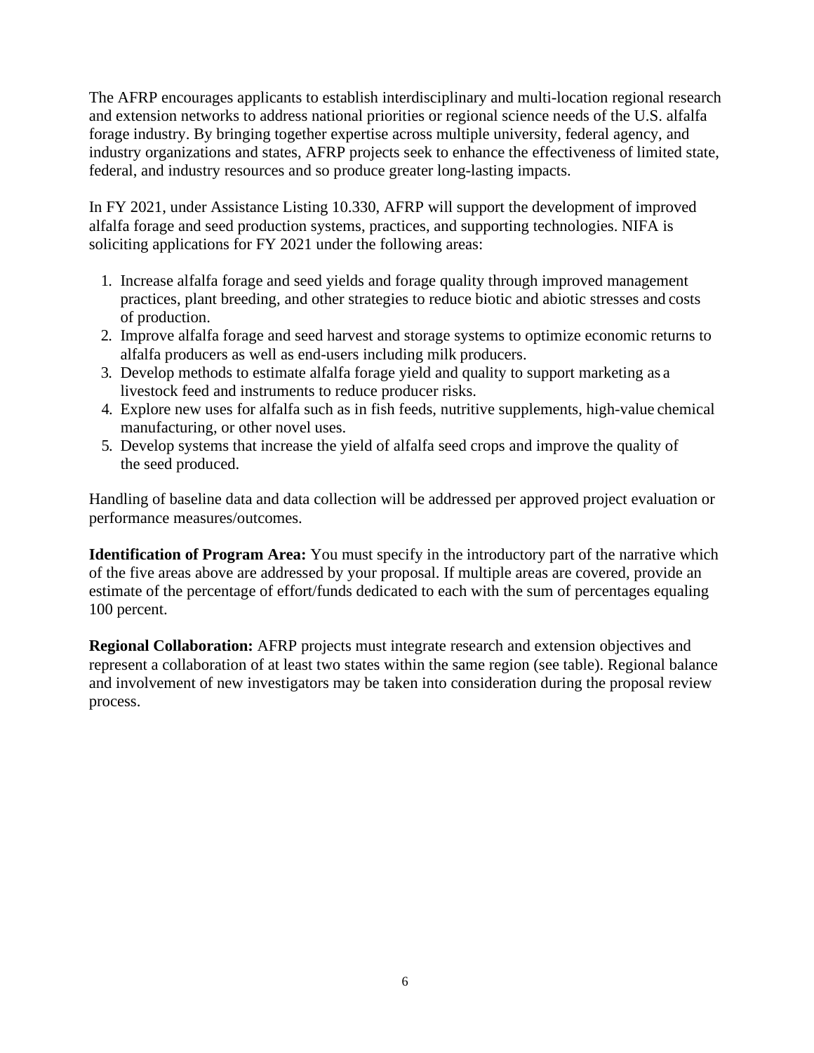The AFRP encourages applicants to establish interdisciplinary and multi-location regional research and extension networks to address national priorities or regional science needs of the U.S. alfalfa forage industry. By bringing together expertise across multiple university, federal agency, and industry organizations and states, AFRP projects seek to enhance the effectiveness of limited state, federal, and industry resources and so produce greater long-lasting impacts.

In FY 2021, under Assistance Listing 10.330, AFRP will support the development of improved alfalfa forage and seed production systems, practices, and supporting technologies. NIFA is soliciting applications for FY 2021 under the following areas:

1. Increase alfalfa forage and seed yields and forage quality through improved management practices, plant breeding, and other strategies to reduce biotic and abiotic stresses and costs of production.
2. Improve alfalfa forage and seed harvest and storage systems to optimize economic returns to alfalfa producers as well as end-users including milk producers.
3. Develop methods to estimate alfalfa forage yield and quality to support marketing as a livestock feed and instruments to reduce producer risks.
4. Explore new uses for alfalfa such as in fish feeds, nutritive supplements, high-value chemical manufacturing, or other novel uses.
5. Develop systems that increase the yield of alfalfa seed crops and improve the quality of the seed produced.

Handling of baseline data and data collection will be addressed per approved project evaluation or performance measures/outcomes.

**Identification of Program Area:** You must specify in the introductory part of the narrative which of the five areas above are addressed by your proposal. If multiple areas are covered, provide an estimate of the percentage of effort/funds dedicated to each with the sum of percentages equaling 100 percent.

**Regional Collaboration:** AFRP projects must integrate research and extension objectives and represent a collaboration of at least two states within the same region (see table). Regional balance and involvement of new investigators may be taken into consideration during the proposal review process.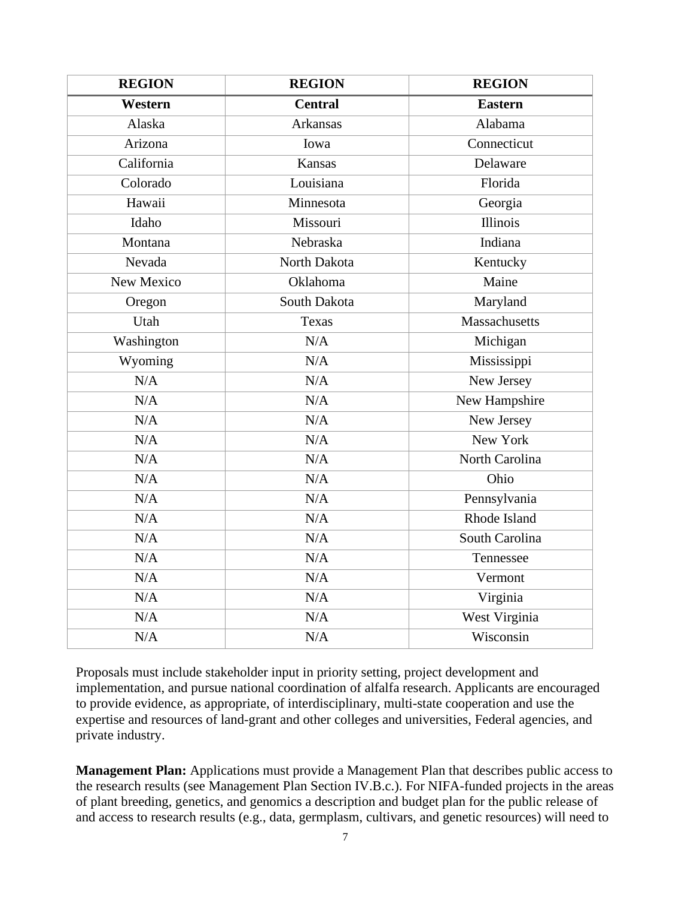| REGION | REGION | REGION |
|---|---|---|
| **Western** | **Central** | **Eastern** |
| Alaska | Arkansas | Alabama |
| Arizona | Iowa | Connecticut |
| California | Kansas | Delaware |
| Colorado | Louisiana | Florida |
| Hawaii | Minnesota | Georgia |
| Idaho | Missouri | Illinois |
| Montana | Nebraska | Indiana |
| Nevada | North Dakota | Kentucky |
| New Mexico | Oklahoma | Maine |
| Oregon | South Dakota | Maryland |
| Utah | Texas | Massachusetts |
| Washington | N/A | Michigan |
| Wyoming | N/A | Mississippi |
| N/A | N/A | New Jersey |
| N/A | N/A | New Hampshire |
| N/A | N/A | New Jersey |
| N/A | N/A | New York |
| N/A | N/A | North Carolina |
| N/A | N/A | Ohio |
| N/A | N/A | Pennsylvania |
| N/A | N/A | Rhode Island |
| N/A | N/A | South Carolina |
| N/A | N/A | Tennessee |
| N/A | N/A | Vermont |
| N/A | N/A | Virginia |
| N/A | N/A | West Virginia |
| N/A | N/A | Wisconsin |

Proposals must include stakeholder input in priority setting, project development and implementation, and pursue national coordination of alfalfa research. Applicants are encouraged to provide evidence, as appropriate, of interdisciplinary, multi-state cooperation and use the expertise and resources of land-grant and other colleges and universities, Federal agencies, and private industry.

**Management Plan:** Applications must provide a Management Plan that describes public access to the research results (see Management Plan Section IV.B.c.). For NIFA-funded projects in the areas of plant breeding, genetics, and genomics a description and budget plan for the public release of and access to research results (e.g., data, germplasm, cultivars, and genetic resources) will need to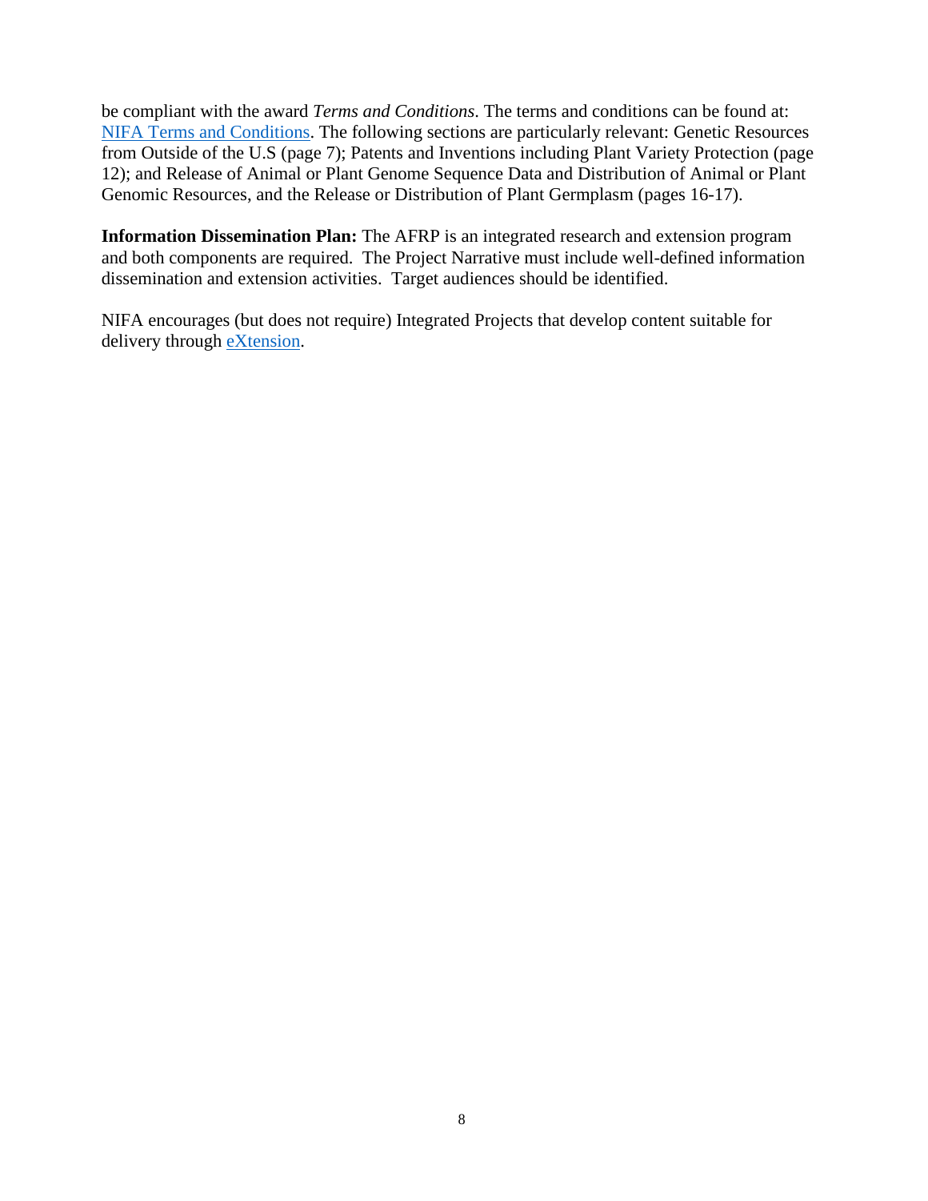be compliant with the award *Terms and Conditions*. The terms and conditions can be found at: NIFA Terms and Conditions. The following sections are particularly relevant: Genetic Resources from Outside of the U.S (page 7); Patents and Inventions including Plant Variety Protection (page 12); and Release of Animal or Plant Genome Sequence Data and Distribution of Animal or Plant Genomic Resources, and the Release or Distribution of Plant Germplasm (pages 16-17).

**Information Dissemination Plan:** The AFRP is an integrated research and extension program and both components are required. The Project Narrative must include well-defined information dissemination and extension activities. Target audiences should be identified.

NIFA encourages (but does not require) Integrated Projects that develop content suitable for delivery through eXtension.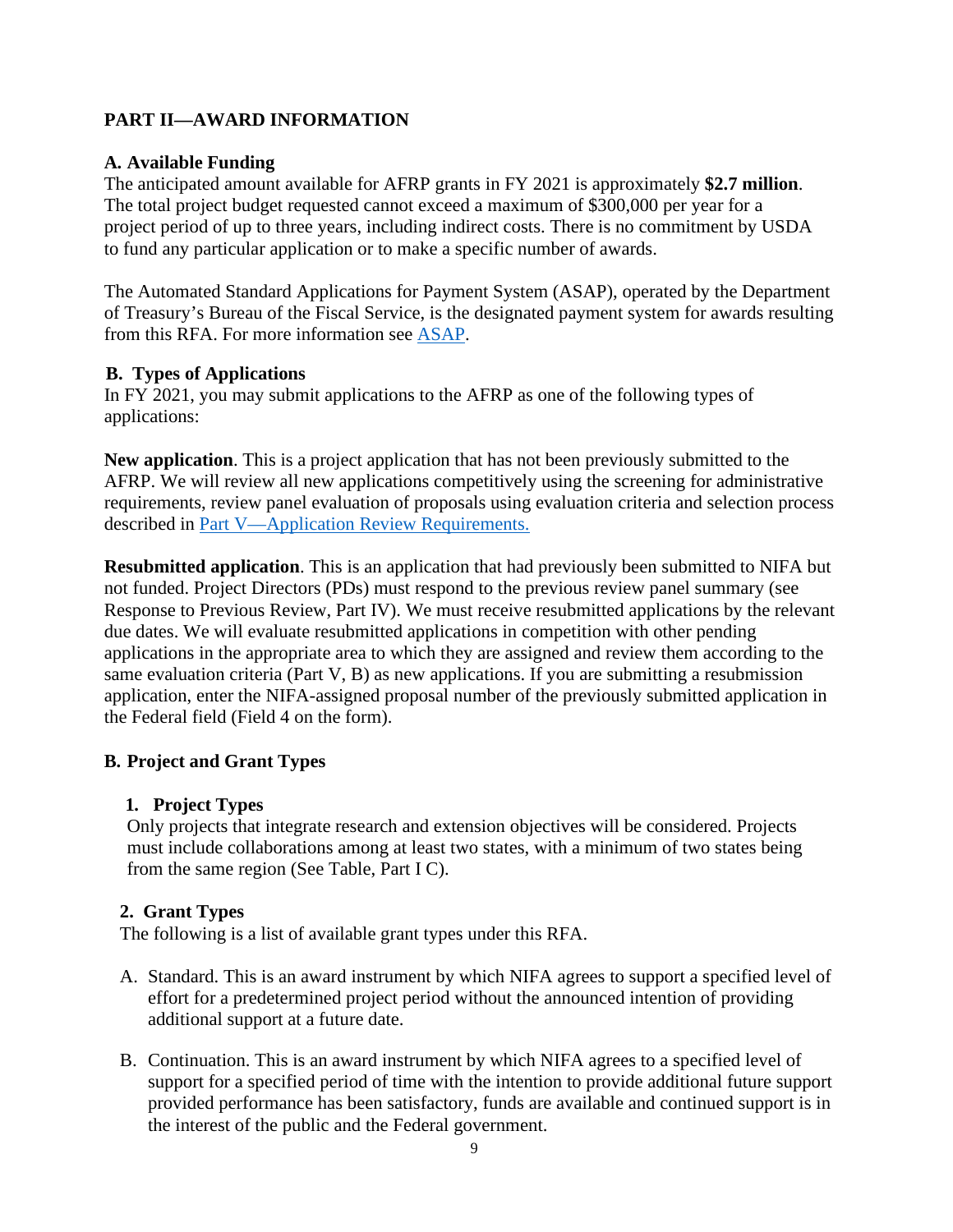## PART II—AWARD INFORMATION

### A. Available Funding

The anticipated amount available for AFRP grants in FY 2021 is approximately **$2.7 million**. The total project budget requested cannot exceed a maximum of $300,000 per year for a project period of up to three years, including indirect costs. There is no commitment by USDA to fund any particular application or to make a specific number of awards.

The Automated Standard Applications for Payment System (ASAP), operated by the Department of Treasury's Bureau of the Fiscal Service, is the designated payment system for awards resulting from this RFA. For more information see [ASAP](ASAP).

### B. Types of Applications

In FY 2021, you may submit applications to the AFRP as one of the following types of applications:

**New application**. This is a project application that has not been previously submitted to the AFRP. We will review all new applications competitively using the screening for administrative requirements, review panel evaluation of proposals using evaluation criteria and selection process described in [Part V—Application Review Requirements.](Part V—Application Review Requirements.)

**Resubmitted application**. This is an application that had previously been submitted to NIFA but not funded. Project Directors (PDs) must respond to the previous review panel summary (see Response to Previous Review, Part IV). We must receive resubmitted applications by the relevant due dates. We will evaluate resubmitted applications in competition with other pending applications in the appropriate area to which they are assigned and review them according to the same evaluation criteria (Part V, B) as new applications. If you are submitting a resubmission application, enter the NIFA-assigned proposal number of the previously submitted application in the Federal field (Field 4 on the form).

### B. Project and Grant Types

#### 1. Project Types

Only projects that integrate research and extension objectives will be considered. Projects must include collaborations among at least two states, with a minimum of two states being from the same region (See Table, Part I C).

#### 2. Grant Types

The following is a list of available grant types under this RFA.

A. Standard. This is an award instrument by which NIFA agrees to support a specified level of effort for a predetermined project period without the announced intention of providing additional support at a future date.

B. Continuation. This is an award instrument by which NIFA agrees to a specified level of support for a specified period of time with the intention to provide additional future support provided performance has been satisfactory, funds are available and continued support is in the interest of the public and the Federal government.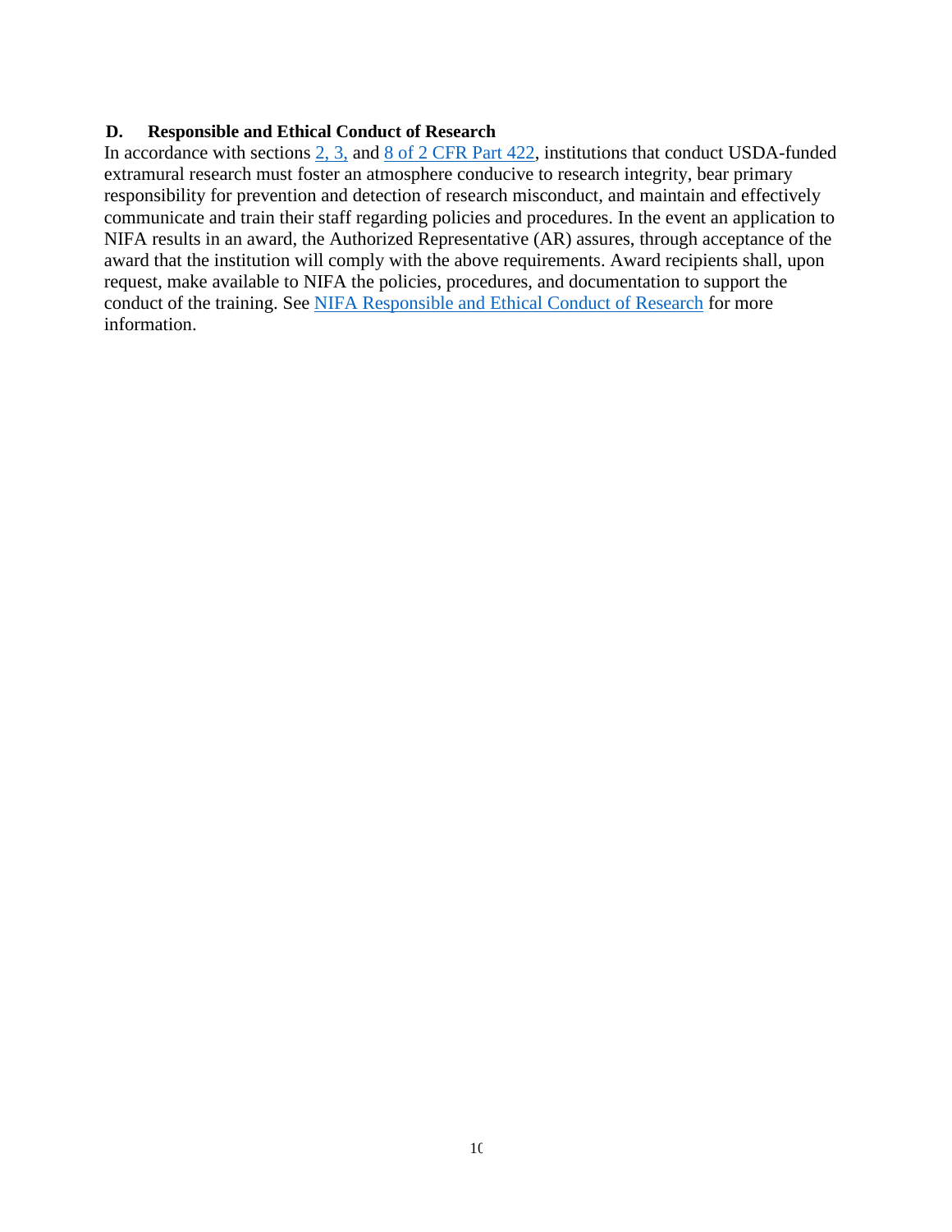### D. Responsible and Ethical Conduct of Research

In accordance with sections 2, 3, and 8 of 2 CFR Part 422, institutions that conduct USDA-funded extramural research must foster an atmosphere conducive to research integrity, bear primary responsibility for prevention and detection of research misconduct, and maintain and effectively communicate and train their staff regarding policies and procedures. In the event an application to NIFA results in an award, the Authorized Representative (AR) assures, through acceptance of the award that the institution will comply with the above requirements. Award recipients shall, upon request, make available to NIFA the policies, procedures, and documentation to support the conduct of the training. See NIFA Responsible and Ethical Conduct of Research for more information.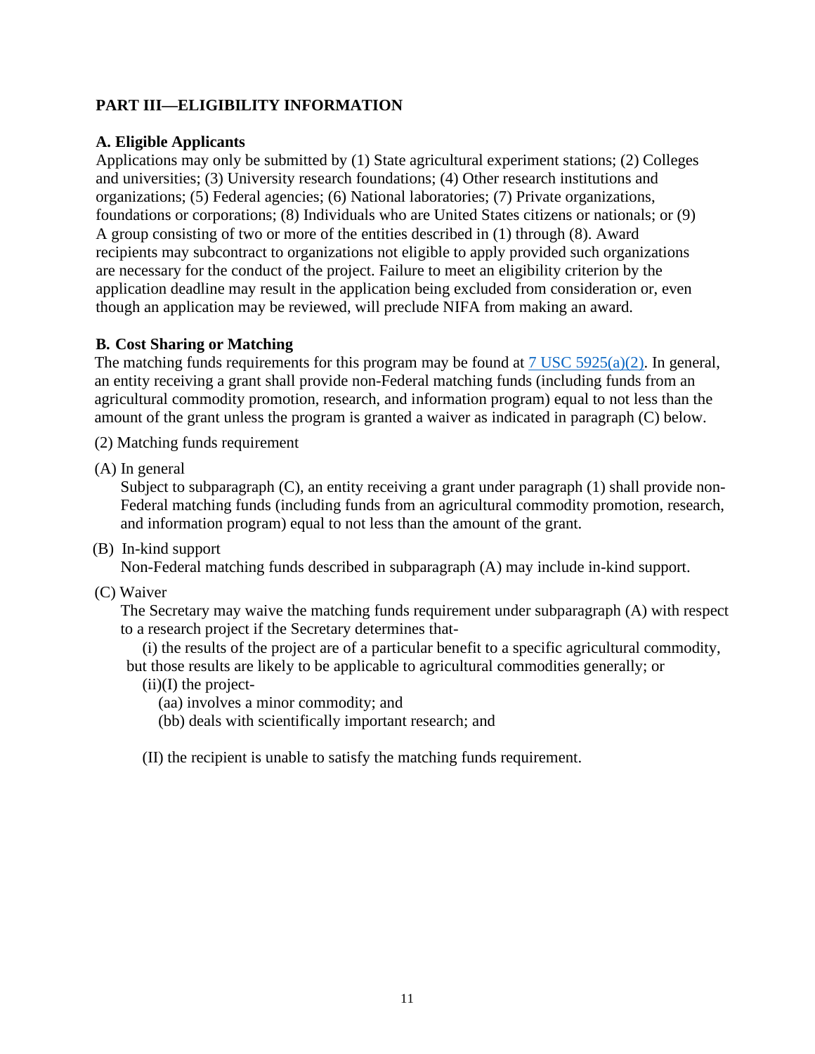## PART III—ELIGIBILITY INFORMATION

### A. Eligible Applicants

Applications may only be submitted by (1) State agricultural experiment stations; (2) Colleges and universities; (3) University research foundations; (4) Other research institutions and organizations; (5) Federal agencies; (6) National laboratories; (7) Private organizations, foundations or corporations; (8) Individuals who are United States citizens or nationals; or (9) A group consisting of two or more of the entities described in (1) through (8). Award recipients may subcontract to organizations not eligible to apply provided such organizations are necessary for the conduct of the project. Failure to meet an eligibility criterion by the application deadline may result in the application being excluded from consideration or, even though an application may be reviewed, will preclude NIFA from making an award.

### B. Cost Sharing or Matching

The matching funds requirements for this program may be found at [7 USC 5925(a)(2)](). In general, an entity receiving a grant shall provide non-Federal matching funds (including funds from an agricultural commodity promotion, research, and information program) equal to not less than the amount of the grant unless the program is granted a waiver as indicated in paragraph (C) below.

(2) Matching funds requirement

(A) In general

Subject to subparagraph (C), an entity receiving a grant under paragraph (1) shall provide non-Federal matching funds (including funds from an agricultural commodity promotion, research, and information program) equal to not less than the amount of the grant.

(B) In-kind support

Non-Federal matching funds described in subparagraph (A) may include in-kind support.

(C) Waiver

The Secretary may waive the matching funds requirement under subparagraph (A) with respect to a research project if the Secretary determines that-

(i) the results of the project are of a particular benefit to a specific agricultural commodity, but those results are likely to be applicable to agricultural commodities generally; or

(ii)(I) the project-

(aa) involves a minor commodity; and

(bb) deals with scientifically important research; and

(II) the recipient is unable to satisfy the matching funds requirement.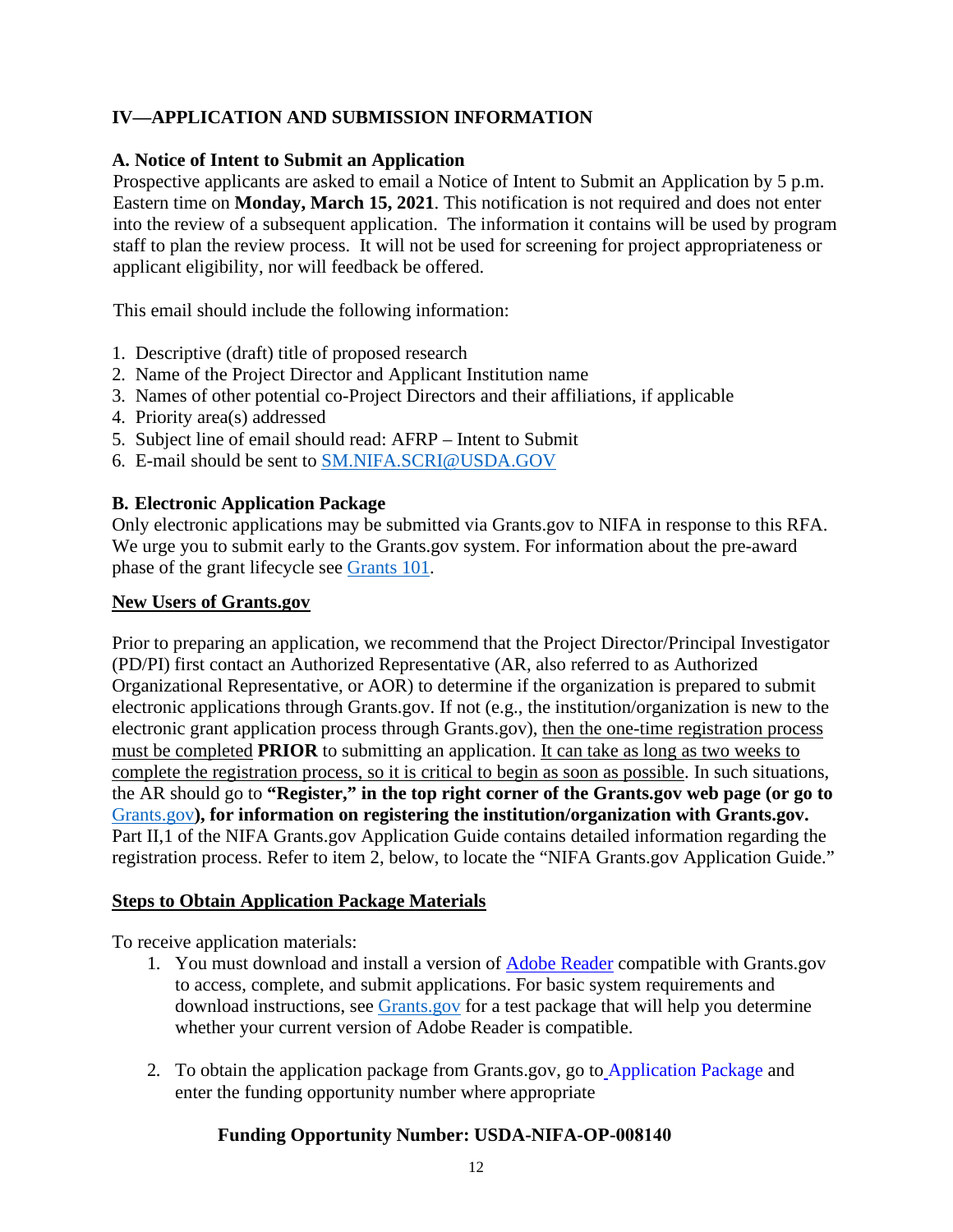## IV—APPLICATION AND SUBMISSION INFORMATION

### A. Notice of Intent to Submit an Application

Prospective applicants are asked to email a Notice of Intent to Submit an Application by 5 p.m. Eastern time on **Monday, March 15, 2021**. This notification is not required and does not enter into the review of a subsequent application. The information it contains will be used by program staff to plan the review process. It will not be used for screening for project appropriateness or applicant eligibility, nor will feedback be offered.

This email should include the following information:

1. Descriptive (draft) title of proposed research
2. Name of the Project Director and Applicant Institution name
3. Names of other potential co-Project Directors and their affiliations, if applicable
4. Priority area(s) addressed
5. Subject line of email should read: AFRP – Intent to Submit
6. E-mail should be sent to SM.NIFA.SCRI@USDA.GOV

### B. Electronic Application Package

Only electronic applications may be submitted via Grants.gov to NIFA in response to this RFA. We urge you to submit early to the Grants.gov system. For information about the pre-award phase of the grant lifecycle see Grants 101.

**New Users of Grants.gov**

Prior to preparing an application, we recommend that the Project Director/Principal Investigator (PD/PI) first contact an Authorized Representative (AR, also referred to as Authorized Organizational Representative, or AOR) to determine if the organization is prepared to submit electronic applications through Grants.gov. If not (e.g., the institution/organization is new to the electronic grant application process through Grants.gov), then the one-time registration process must be completed **PRIOR** to submitting an application. It can take as long as two weeks to complete the registration process, so it is critical to begin as soon as possible. In such situations, the AR should go to **"Register," in the top right corner of the Grants.gov web page (or go to** Grants.gov**), for information on registering the institution/organization with Grants.gov.** Part II,1 of the NIFA Grants.gov Application Guide contains detailed information regarding the registration process. Refer to item 2, below, to locate the "NIFA Grants.gov Application Guide."

**Steps to Obtain Application Package Materials**

To receive application materials:

1. You must download and install a version of Adobe Reader compatible with Grants.gov to access, complete, and submit applications. For basic system requirements and download instructions, see Grants.gov for a test package that will help you determine whether your current version of Adobe Reader is compatible.

2. To obtain the application package from Grants.gov, go to Application Package and enter the funding opportunity number where appropriate

   **Funding Opportunity Number: USDA-NIFA-OP-008140**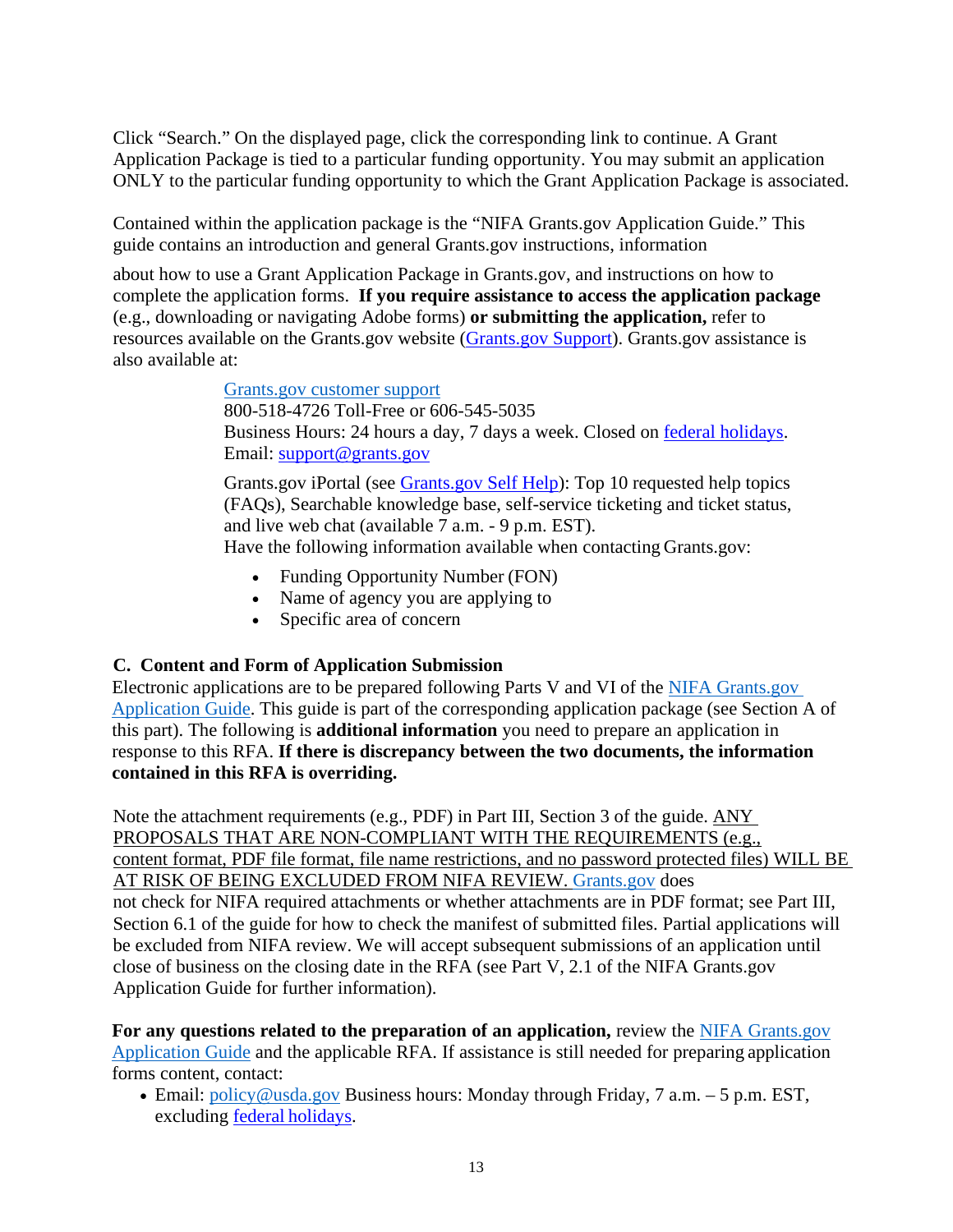Click "Search." On the displayed page, click the corresponding link to continue. A Grant Application Package is tied to a particular funding opportunity. You may submit an application ONLY to the particular funding opportunity to which the Grant Application Package is associated.

Contained within the application package is the "NIFA Grants.gov Application Guide." This guide contains an introduction and general Grants.gov instructions, information about how to use a Grant Application Package in Grants.gov, and instructions on how to complete the application forms. **If you require assistance to access the application package** (e.g., downloading or navigating Adobe forms) **or submitting the application,** refer to resources available on the Grants.gov website (Grants.gov Support). Grants.gov assistance is also available at:

> Grants.gov customer support
> 800-518-4726 Toll-Free or 606-545-5035
> Business Hours: 24 hours a day, 7 days a week. Closed on federal holidays.
> Email: support@grants.gov
>
> Grants.gov iPortal (see Grants.gov Self Help): Top 10 requested help topics (FAQs), Searchable knowledge base, self-service ticketing and ticket status, and live web chat (available 7 a.m. - 9 p.m. EST).
> Have the following information available when contacting Grants.gov:
>
> - Funding Opportunity Number (FON)
> - Name of agency you are applying to
> - Specific area of concern

### C. Content and Form of Application Submission

Electronic applications are to be prepared following Parts V and VI of the NIFA Grants.gov Application Guide. This guide is part of the corresponding application package (see Section A of this part). The following is **additional information** you need to prepare an application in response to this RFA. **If there is discrepancy between the two documents, the information contained in this RFA is overriding.**

Note the attachment requirements (e.g., PDF) in Part III, Section 3 of the guide. ANY PROPOSALS THAT ARE NON-COMPLIANT WITH THE REQUIREMENTS (e.g., content format, PDF file format, file name restrictions, and no password protected files) WILL BE AT RISK OF BEING EXCLUDED FROM NIFA REVIEW. Grants.gov does not check for NIFA required attachments or whether attachments are in PDF format; see Part III, Section 6.1 of the guide for how to check the manifest of submitted files. Partial applications will be excluded from NIFA review. We will accept subsequent submissions of an application until close of business on the closing date in the RFA (see Part V, 2.1 of the NIFA Grants.gov Application Guide for further information).

**For any questions related to the preparation of an application,** review the NIFA Grants.gov Application Guide and the applicable RFA. If assistance is still needed for preparing application forms content, contact:

- Email: policy@usda.gov Business hours: Monday through Friday, 7 a.m. – 5 p.m. EST, excluding federal holidays.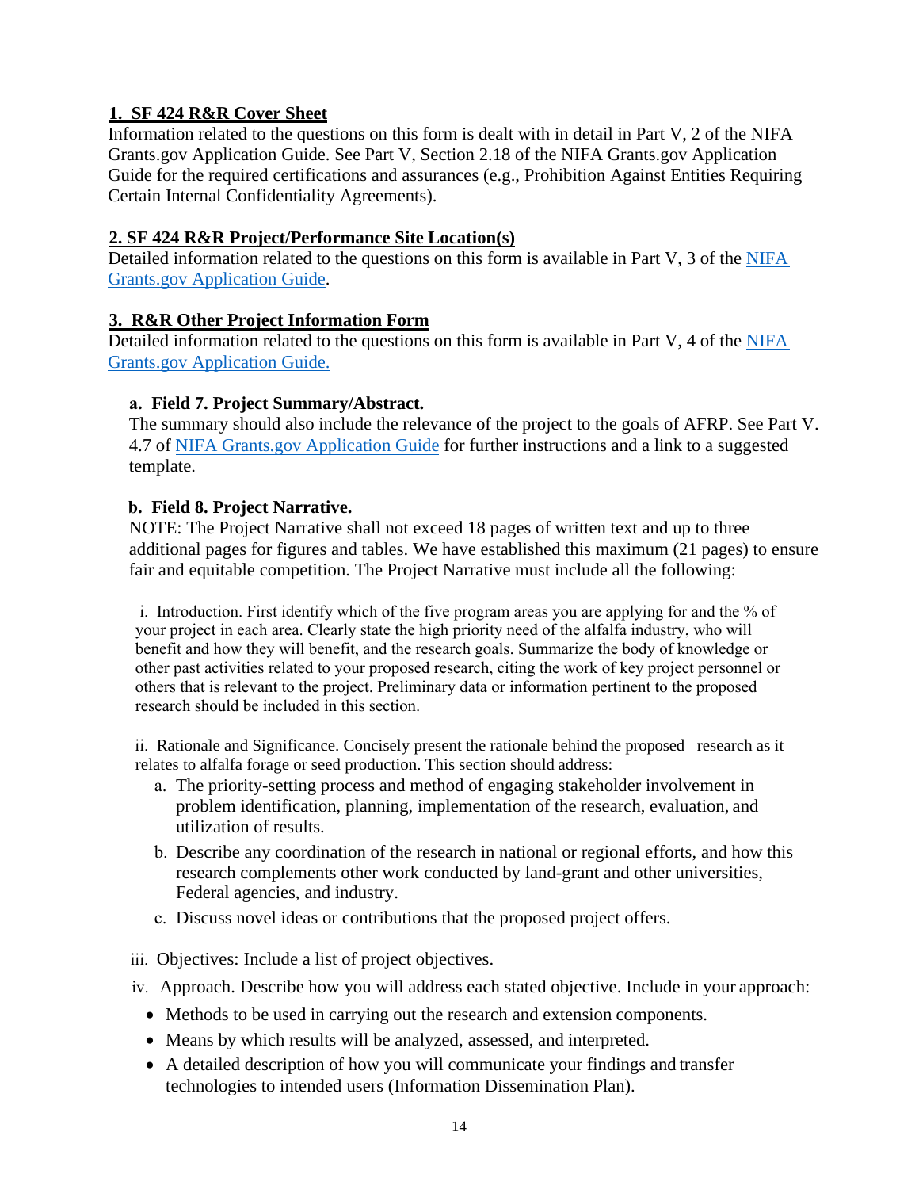### 1. SF 424 R&R Cover Sheet

Information related to the questions on this form is dealt with in detail in Part V, 2 of the NIFA Grants.gov Application Guide. See Part V, Section 2.18 of the NIFA Grants.gov Application Guide for the required certifications and assurances (e.g., Prohibition Against Entities Requiring Certain Internal Confidentiality Agreements).

### 2. SF 424 R&R Project/Performance Site Location(s)

Detailed information related to the questions on this form is available in Part V, 3 of the NIFA Grants.gov Application Guide.

### 3. R&R Other Project Information Form

Detailed information related to the questions on this form is available in Part V, 4 of the NIFA Grants.gov Application Guide.

**a. Field 7. Project Summary/Abstract.**

The summary should also include the relevance of the project to the goals of AFRP. See Part V. 4.7 of NIFA Grants.gov Application Guide for further instructions and a link to a suggested template.

**b. Field 8. Project Narrative.**

NOTE: The Project Narrative shall not exceed 18 pages of written text and up to three additional pages for figures and tables. We have established this maximum (21 pages) to ensure fair and equitable competition. The Project Narrative must include all the following:

i. Introduction. First identify which of the five program areas you are applying for and the % of your project in each area. Clearly state the high priority need of the alfalfa industry, who will benefit and how they will benefit, and the research goals. Summarize the body of knowledge or other past activities related to your proposed research, citing the work of key project personnel or others that is relevant to the project. Preliminary data or information pertinent to the proposed research should be included in this section.

ii. Rationale and Significance. Concisely present the rationale behind the proposed research as it relates to alfalfa forage or seed production. This section should address:

a. The priority-setting process and method of engaging stakeholder involvement in problem identification, planning, implementation of the research, evaluation, and utilization of results.
b. Describe any coordination of the research in national or regional efforts, and how this research complements other work conducted by land-grant and other universities, Federal agencies, and industry.
c. Discuss novel ideas or contributions that the proposed project offers.

iii. Objectives: Include a list of project objectives.

iv. Approach. Describe how you will address each stated objective. Include in your approach:

- Methods to be used in carrying out the research and extension components.
- Means by which results will be analyzed, assessed, and interpreted.
- A detailed description of how you will communicate your findings and transfer technologies to intended users (Information Dissemination Plan).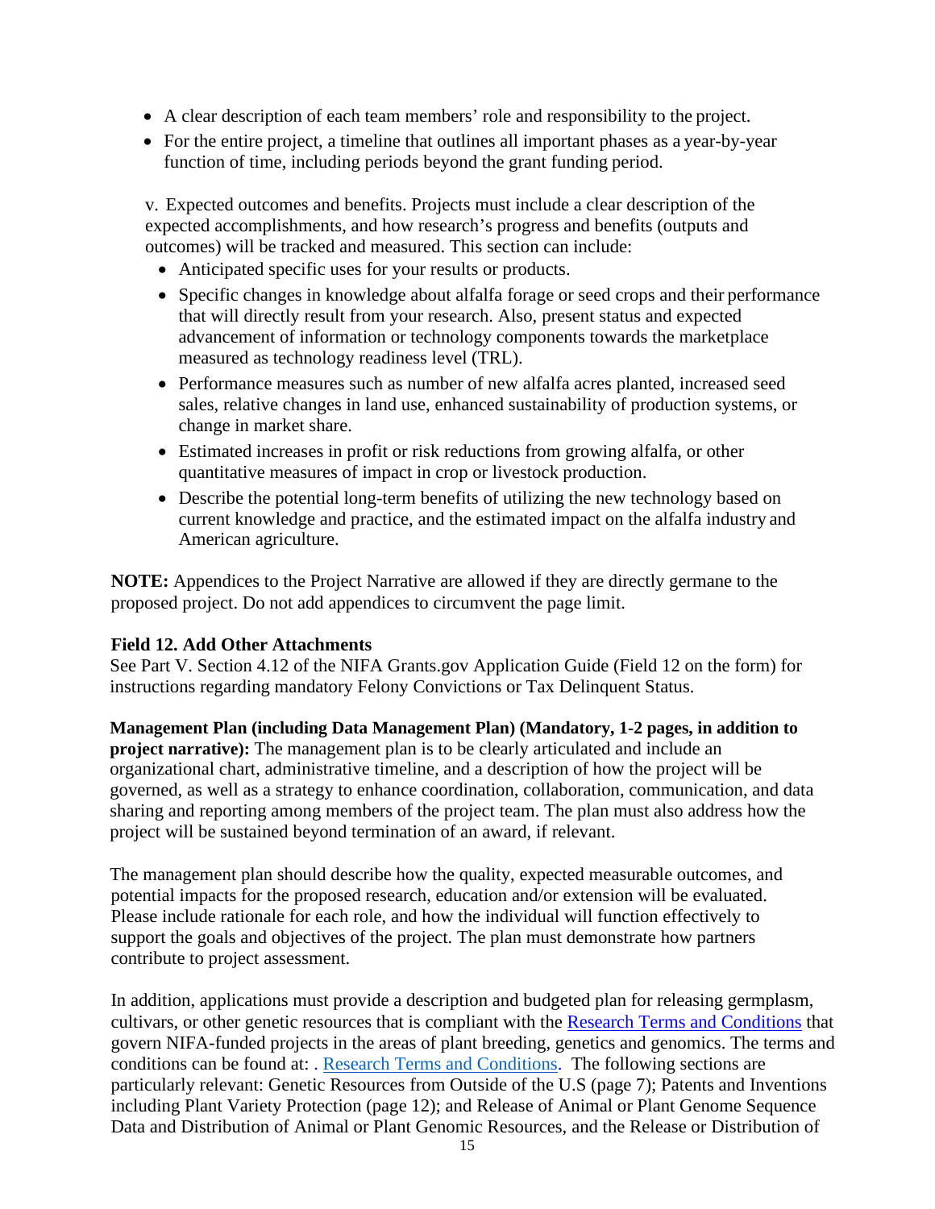- A clear description of each team members' role and responsibility to the project.
- For the entire project, a timeline that outlines all important phases as a year-by-year function of time, including periods beyond the grant funding period.

v. Expected outcomes and benefits. Projects must include a clear description of the expected accomplishments, and how research's progress and benefits (outputs and outcomes) will be tracked and measured. This section can include:

- Anticipated specific uses for your results or products.
- Specific changes in knowledge about alfalfa forage or seed crops and their performance that will directly result from your research. Also, present status and expected advancement of information or technology components towards the marketplace measured as technology readiness level (TRL).
- Performance measures such as number of new alfalfa acres planted, increased seed sales, relative changes in land use, enhanced sustainability of production systems, or change in market share.
- Estimated increases in profit or risk reductions from growing alfalfa, or other quantitative measures of impact in crop or livestock production.
- Describe the potential long-term benefits of utilizing the new technology based on current knowledge and practice, and the estimated impact on the alfalfa industry and American agriculture.

**NOTE:** Appendices to the Project Narrative are allowed if they are directly germane to the proposed project. Do not add appendices to circumvent the page limit.

**Field 12. Add Other Attachments**

See Part V. Section 4.12 of the NIFA Grants.gov Application Guide (Field 12 on the form) for instructions regarding mandatory Felony Convictions or Tax Delinquent Status.

**Management Plan (including Data Management Plan) (Mandatory, 1-2 pages, in addition to project narrative):** The management plan is to be clearly articulated and include an organizational chart, administrative timeline, and a description of how the project will be governed, as well as a strategy to enhance coordination, collaboration, communication, and data sharing and reporting among members of the project team. The plan must also address how the project will be sustained beyond termination of an award, if relevant.

The management plan should describe how the quality, expected measurable outcomes, and potential impacts for the proposed research, education and/or extension will be evaluated. Please include rationale for each role, and how the individual will function effectively to support the goals and objectives of the project. The plan must demonstrate how partners contribute to project assessment.

In addition, applications must provide a description and budgeted plan for releasing germplasm, cultivars, or other genetic resources that is compliant with the Research Terms and Conditions that govern NIFA-funded projects in the areas of plant breeding, genetics and genomics. The terms and conditions can be found at: . Research Terms and Conditions. The following sections are particularly relevant: Genetic Resources from Outside of the U.S (page 7); Patents and Inventions including Plant Variety Protection (page 12); and Release of Animal or Plant Genome Sequence Data and Distribution of Animal or Plant Genomic Resources, and the Release or Distribution of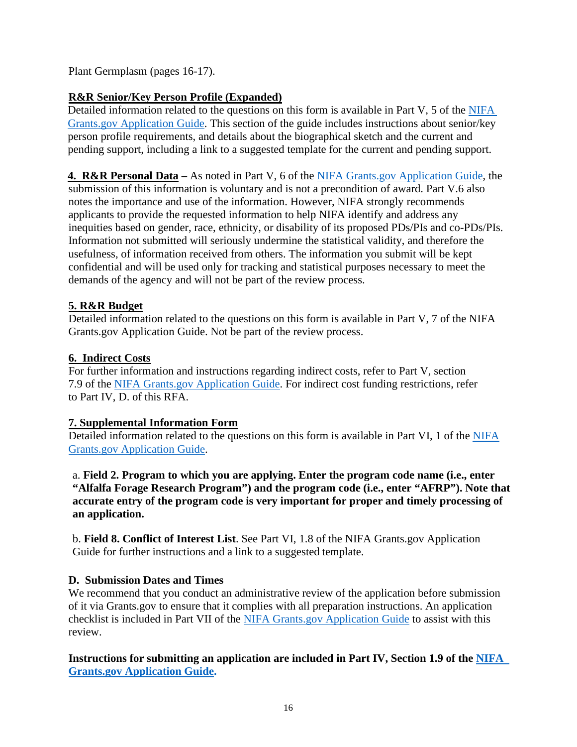Plant Germplasm (pages 16-17).

**R&R Senior/Key Person Profile (Expanded)**

Detailed information related to the questions on this form is available in Part V, 5 of the NIFA Grants.gov Application Guide. This section of the guide includes instructions about senior/key person profile requirements, and details about the biographical sketch and the current and pending support, including a link to a suggested template for the current and pending support.

**4. R&R Personal Data –** As noted in Part V, 6 of the NIFA Grants.gov Application Guide, the submission of this information is voluntary and is not a precondition of award. Part V.6 also notes the importance and use of the information. However, NIFA strongly recommends applicants to provide the requested information to help NIFA identify and address any inequities based on gender, race, ethnicity, or disability of its proposed PDs/PIs and co-PDs/PIs. Information not submitted will seriously undermine the statistical validity, and therefore the usefulness, of information received from others. The information you submit will be kept confidential and will be used only for tracking and statistical purposes necessary to meet the demands of the agency and will not be part of the review process.

**5. R&R Budget**

Detailed information related to the questions on this form is available in Part V, 7 of the NIFA Grants.gov Application Guide. Not be part of the review process.

**6. Indirect Costs**

For further information and instructions regarding indirect costs, refer to Part V, section 7.9 of the NIFA Grants.gov Application Guide. For indirect cost funding restrictions, refer to Part IV, D. of this RFA.

**7. Supplemental Information Form**

Detailed information related to the questions on this form is available in Part VI, 1 of the NIFA Grants.gov Application Guide.

a. **Field 2. Program to which you are applying. Enter the program code name (i.e., enter "Alfalfa Forage Research Program") and the program code (i.e., enter "AFRP"). Note that accurate entry of the program code is very important for proper and timely processing of an application.**

b. **Field 8. Conflict of Interest List**. See Part VI, 1.8 of the NIFA Grants.gov Application Guide for further instructions and a link to a suggested template.

**D. Submission Dates and Times**

We recommend that you conduct an administrative review of the application before submission of it via Grants.gov to ensure that it complies with all preparation instructions. An application checklist is included in Part VII of the NIFA Grants.gov Application Guide to assist with this review.

**Instructions for submitting an application are included in Part IV, Section 1.9 of the NIFA Grants.gov Application Guide.**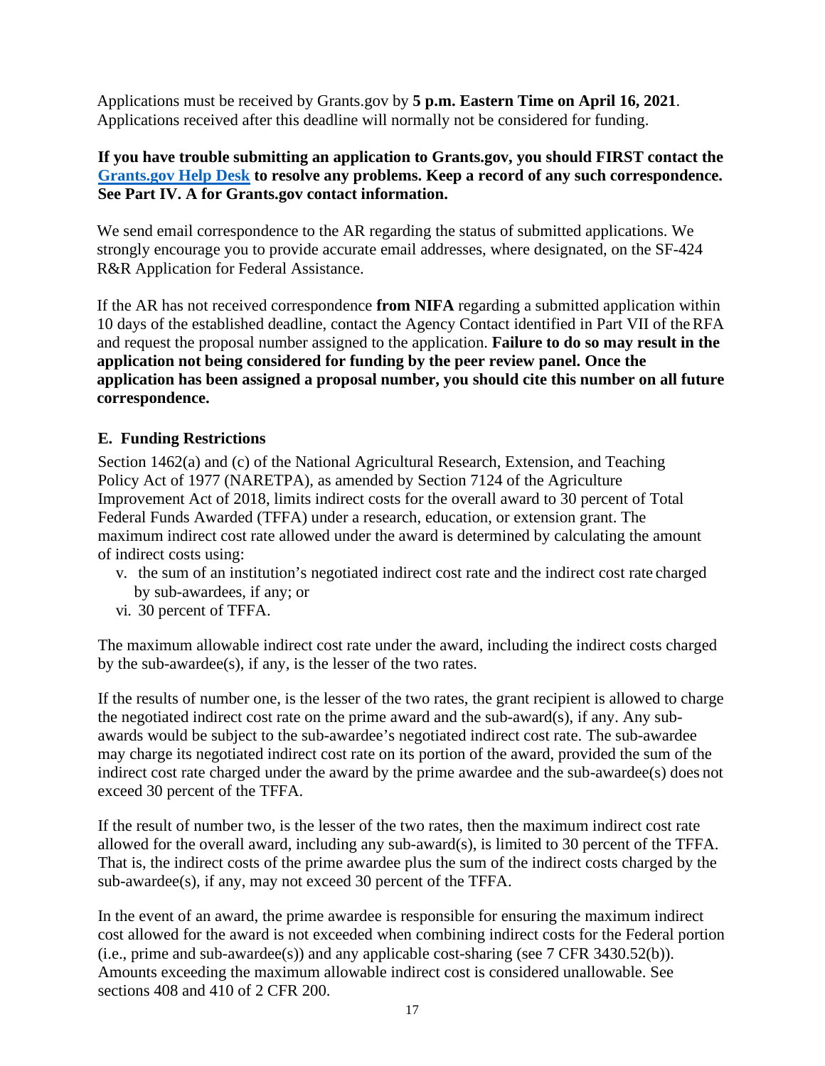Applications must be received by Grants.gov by **5 p.m. Eastern Time on April 16, 2021**. Applications received after this deadline will normally not be considered for funding.

**If you have trouble submitting an application to Grants.gov, you should FIRST contact the [Grants.gov Help Desk](Grants.gov Help Desk) to resolve any problems. Keep a record of any such correspondence. See Part IV. A for Grants.gov contact information.**

We send email correspondence to the AR regarding the status of submitted applications. We strongly encourage you to provide accurate email addresses, where designated, on the SF-424 R&R Application for Federal Assistance.

If the AR has not received correspondence **from NIFA** regarding a submitted application within 10 days of the established deadline, contact the Agency Contact identified in Part VII of the RFA and request the proposal number assigned to the application. **Failure to do so may result in the application not being considered for funding by the peer review panel. Once the application has been assigned a proposal number, you should cite this number on all future correspondence.**

### E. Funding Restrictions

Section 1462(a) and (c) of the National Agricultural Research, Extension, and Teaching Policy Act of 1977 (NARETPA), as amended by Section 7124 of the Agriculture Improvement Act of 2018, limits indirect costs for the overall award to 30 percent of Total Federal Funds Awarded (TFFA) under a research, education, or extension grant. The maximum indirect cost rate allowed under the award is determined by calculating the amount of indirect costs using:

- v. the sum of an institution's negotiated indirect cost rate and the indirect cost rate charged by sub-awardees, if any; or
- vi. 30 percent of TFFA.

The maximum allowable indirect cost rate under the award, including the indirect costs charged by the sub-awardee(s), if any, is the lesser of the two rates.

If the results of number one, is the lesser of the two rates, the grant recipient is allowed to charge the negotiated indirect cost rate on the prime award and the sub-award(s), if any. Any sub-awards would be subject to the sub-awardee's negotiated indirect cost rate. The sub-awardee may charge its negotiated indirect cost rate on its portion of the award, provided the sum of the indirect cost rate charged under the award by the prime awardee and the sub-awardee(s) does not exceed 30 percent of the TFFA.

If the result of number two, is the lesser of the two rates, then the maximum indirect cost rate allowed for the overall award, including any sub-award(s), is limited to 30 percent of the TFFA. That is, the indirect costs of the prime awardee plus the sum of the indirect costs charged by the sub-awardee(s), if any, may not exceed 30 percent of the TFFA.

In the event of an award, the prime awardee is responsible for ensuring the maximum indirect cost allowed for the award is not exceeded when combining indirect costs for the Federal portion (i.e., prime and sub-awardee(s)) and any applicable cost-sharing (see 7 CFR 3430.52(b)). Amounts exceeding the maximum allowable indirect cost is considered unallowable. See sections 408 and 410 of 2 CFR 200.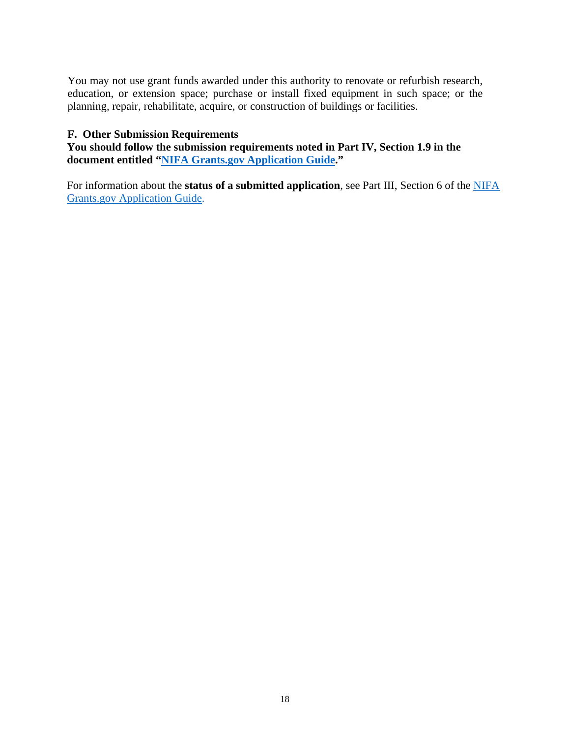You may not use grant funds awarded under this authority to renovate or refurbish research, education, or extension space; purchase or install fixed equipment in such space; or the planning, repair, rehabilitate, acquire, or construction of buildings or facilities.

### F. Other Submission Requirements

**You should follow the submission requirements noted in Part IV, Section 1.9 in the document entitled "NIFA Grants.gov Application Guide."**

For information about the **status of a submitted application**, see Part III, Section 6 of the NIFA Grants.gov Application Guide.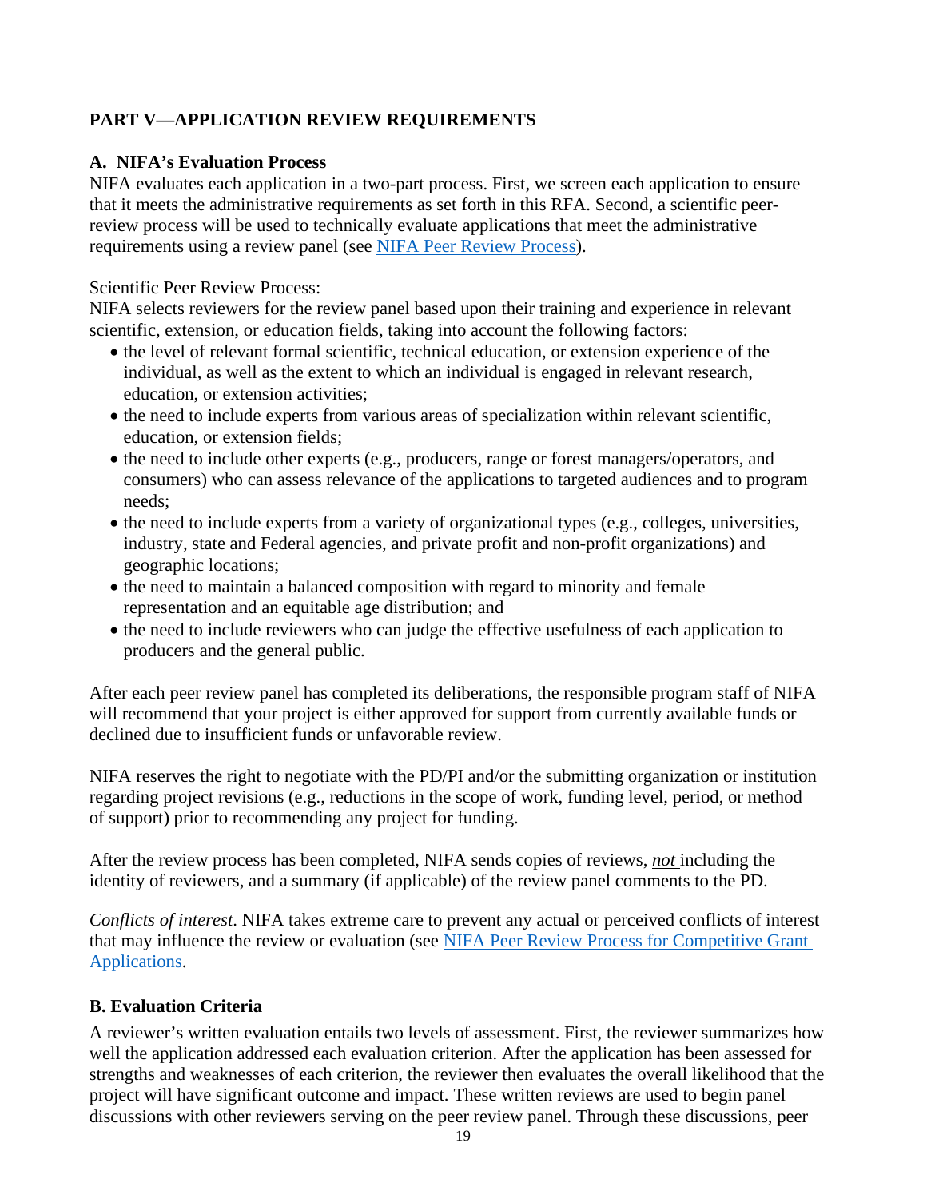## PART V—APPLICATION REVIEW REQUIREMENTS

### A. NIFA's Evaluation Process

NIFA evaluates each application in a two-part process. First, we screen each application to ensure that it meets the administrative requirements as set forth in this RFA. Second, a scientific peer-review process will be used to technically evaluate applications that meet the administrative requirements using a review panel (see [NIFA Peer Review Process](#)).

Scientific Peer Review Process:

NIFA selects reviewers for the review panel based upon their training and experience in relevant scientific, extension, or education fields, taking into account the following factors:

- the level of relevant formal scientific, technical education, or extension experience of the individual, as well as the extent to which an individual is engaged in relevant research, education, or extension activities;
- the need to include experts from various areas of specialization within relevant scientific, education, or extension fields;
- the need to include other experts (e.g., producers, range or forest managers/operators, and consumers) who can assess relevance of the applications to targeted audiences and to program needs;
- the need to include experts from a variety of organizational types (e.g., colleges, universities, industry, state and Federal agencies, and private profit and non-profit organizations) and geographic locations;
- the need to maintain a balanced composition with regard to minority and female representation and an equitable age distribution; and
- the need to include reviewers who can judge the effective usefulness of each application to producers and the general public.

After each peer review panel has completed its deliberations, the responsible program staff of NIFA will recommend that your project is either approved for support from currently available funds or declined due to insufficient funds or unfavorable review.

NIFA reserves the right to negotiate with the PD/PI and/or the submitting organization or institution regarding project revisions (e.g., reductions in the scope of work, funding level, period, or method of support) prior to recommending any project for funding.

After the review process has been completed, NIFA sends copies of reviews, ***not*** including the identity of reviewers, and a summary (if applicable) of the review panel comments to the PD.

*Conflicts of interest*. NIFA takes extreme care to prevent any actual or perceived conflicts of interest that may influence the review or evaluation (see [NIFA Peer Review Process for Competitive Grant Applications](#).

### B. Evaluation Criteria

A reviewer's written evaluation entails two levels of assessment. First, the reviewer summarizes how well the application addressed each evaluation criterion. After the application has been assessed for strengths and weaknesses of each criterion, the reviewer then evaluates the overall likelihood that the project will have significant outcome and impact. These written reviews are used to begin panel discussions with other reviewers serving on the peer review panel. Through these discussions, peer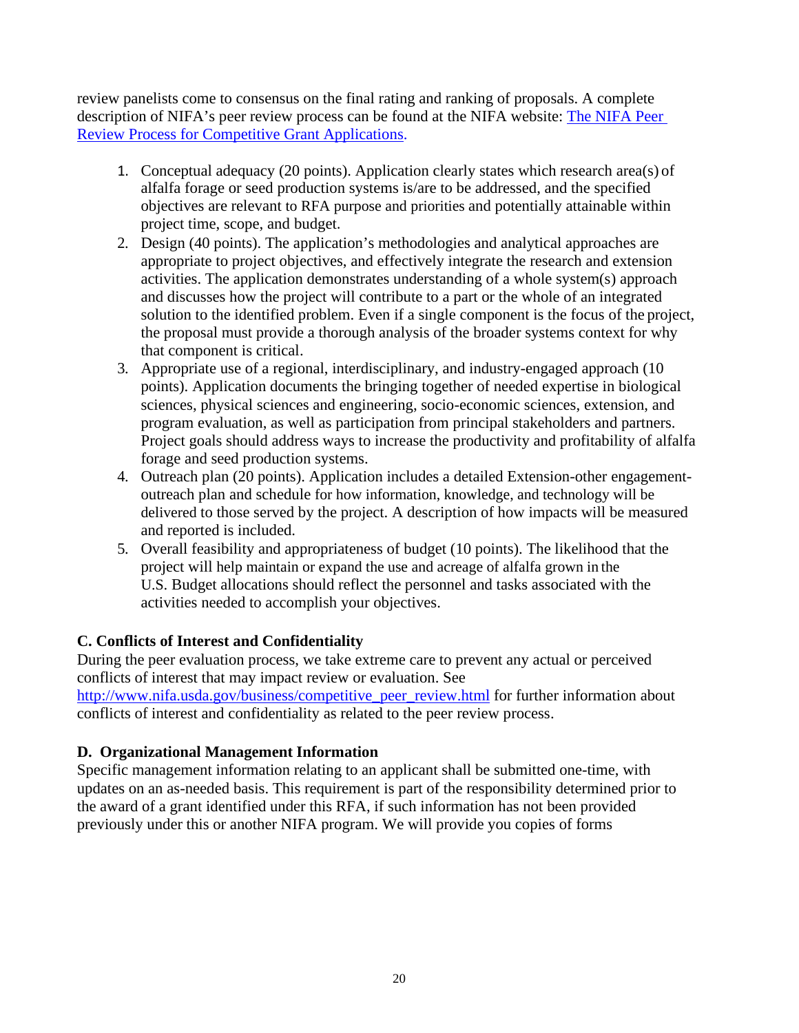review panelists come to consensus on the final rating and ranking of proposals. A complete description of NIFA's peer review process can be found at the NIFA website: [The NIFA Peer Review Process for Competitive Grant Applications](#).

1. Conceptual adequacy (20 points). Application clearly states which research area(s) of alfalfa forage or seed production systems is/are to be addressed, and the specified objectives are relevant to RFA purpose and priorities and potentially attainable within project time, scope, and budget.
2. Design (40 points). The application's methodologies and analytical approaches are appropriate to project objectives, and effectively integrate the research and extension activities. The application demonstrates understanding of a whole system(s) approach and discusses how the project will contribute to a part or the whole of an integrated solution to the identified problem. Even if a single component is the focus of the project, the proposal must provide a thorough analysis of the broader systems context for why that component is critical.
3. Appropriate use of a regional, interdisciplinary, and industry-engaged approach (10 points). Application documents the bringing together of needed expertise in biological sciences, physical sciences and engineering, socio-economic sciences, extension, and program evaluation, as well as participation from principal stakeholders and partners. Project goals should address ways to increase the productivity and profitability of alfalfa forage and seed production systems.
4. Outreach plan (20 points). Application includes a detailed Extension-other engagement-outreach plan and schedule for how information, knowledge, and technology will be delivered to those served by the project. A description of how impacts will be measured and reported is included.
5. Overall feasibility and appropriateness of budget (10 points). The likelihood that the project will help maintain or expand the use and acreage of alfalfa grown in the U.S. Budget allocations should reflect the personnel and tasks associated with the activities needed to accomplish your objectives.

### C. Conflicts of Interest and Confidentiality

During the peer evaluation process, we take extreme care to prevent any actual or perceived conflicts of interest that may impact review or evaluation. See http://www.nifa.usda.gov/business/competitive_peer_review.html for further information about conflicts of interest and confidentiality as related to the peer review process.

### D. Organizational Management Information

Specific management information relating to an applicant shall be submitted one-time, with updates on an as-needed basis. This requirement is part of the responsibility determined prior to the award of a grant identified under this RFA, if such information has not been provided previously under this or another NIFA program. We will provide you copies of forms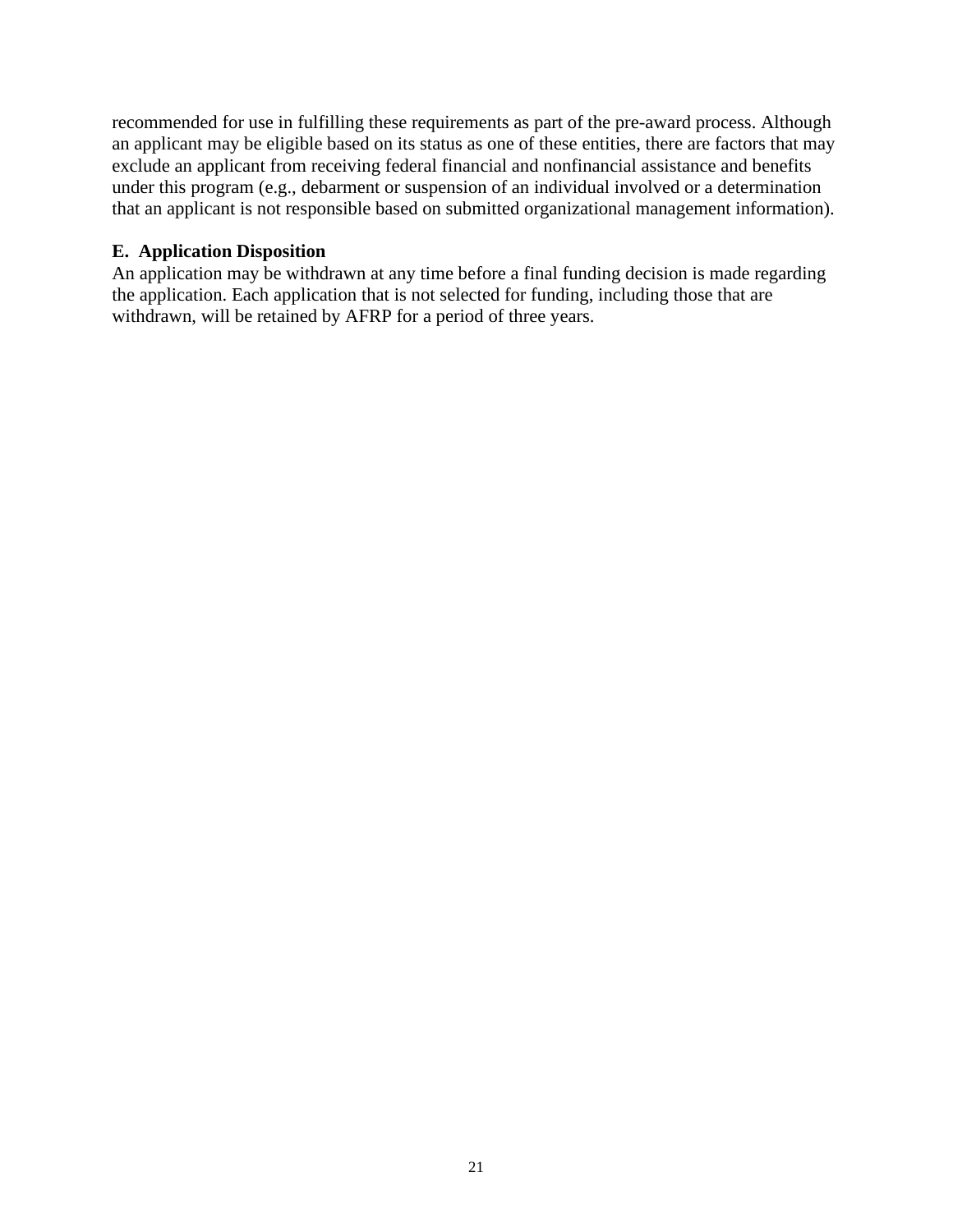recommended for use in fulfilling these requirements as part of the pre-award process. Although an applicant may be eligible based on its status as one of these entities, there are factors that may exclude an applicant from receiving federal financial and nonfinancial assistance and benefits under this program (e.g., debarment or suspension of an individual involved or a determination that an applicant is not responsible based on submitted organizational management information).

**E. Application Disposition**

An application may be withdrawn at any time before a final funding decision is made regarding the application. Each application that is not selected for funding, including those that are withdrawn, will be retained by AFRP for a period of three years.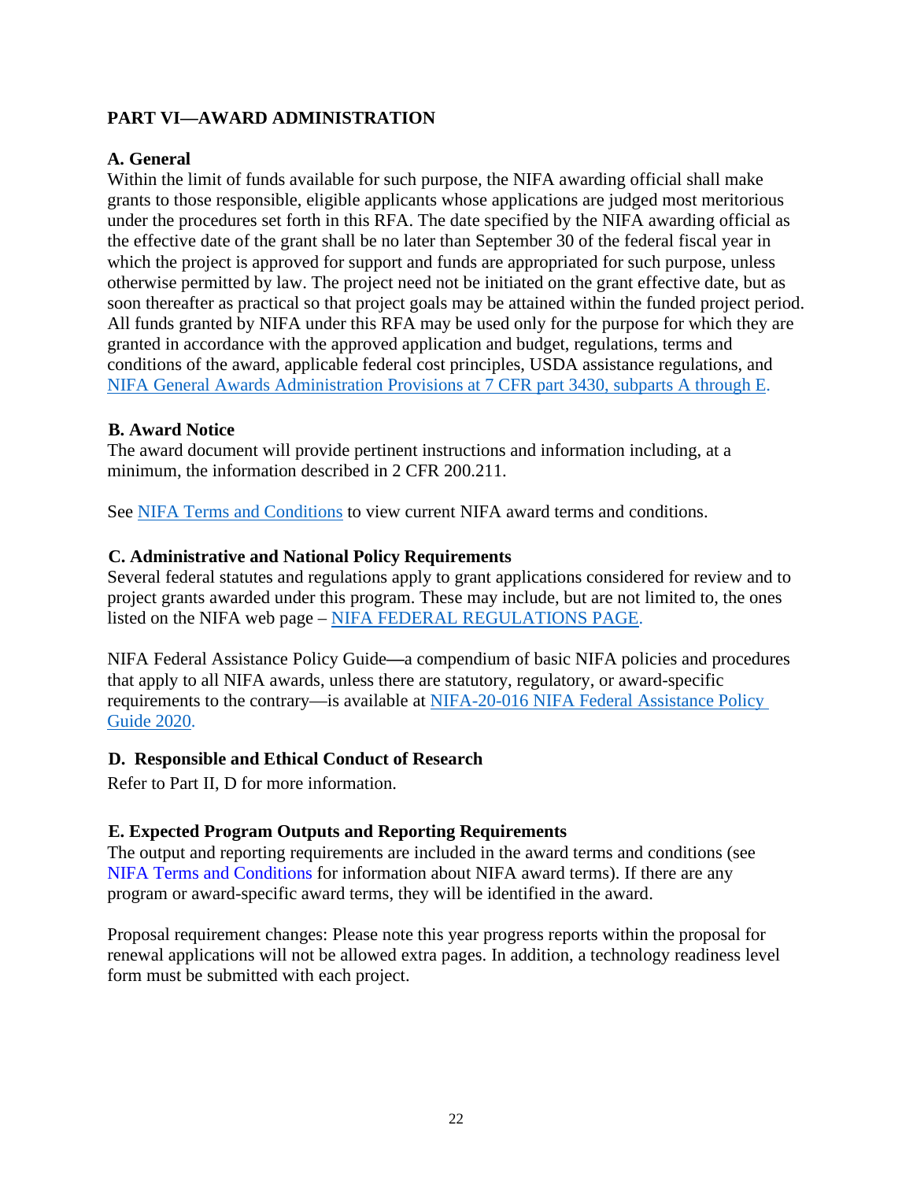## PART VI—AWARD ADMINISTRATION

### A. General

Within the limit of funds available for such purpose, the NIFA awarding official shall make grants to those responsible, eligible applicants whose applications are judged most meritorious under the procedures set forth in this RFA. The date specified by the NIFA awarding official as the effective date of the grant shall be no later than September 30 of the federal fiscal year in which the project is approved for support and funds are appropriated for such purpose, unless otherwise permitted by law. The project need not be initiated on the grant effective date, but as soon thereafter as practical so that project goals may be attained within the funded project period. All funds granted by NIFA under this RFA may be used only for the purpose for which they are granted in accordance with the approved application and budget, regulations, terms and conditions of the award, applicable federal cost principles, USDA assistance regulations, and NIFA General Awards Administration Provisions at 7 CFR part 3430, subparts A through E.

### B. Award Notice

The award document will provide pertinent instructions and information including, at a minimum, the information described in 2 CFR 200.211.

See NIFA Terms and Conditions to view current NIFA award terms and conditions.

### C. Administrative and National Policy Requirements

Several federal statutes and regulations apply to grant applications considered for review and to project grants awarded under this program. These may include, but are not limited to, the ones listed on the NIFA web page – NIFA FEDERAL REGULATIONS PAGE.

NIFA Federal Assistance Policy Guide—a compendium of basic NIFA policies and procedures that apply to all NIFA awards, unless there are statutory, regulatory, or award-specific requirements to the contrary—is available at NIFA-20-016 NIFA Federal Assistance Policy Guide 2020.

### D. Responsible and Ethical Conduct of Research

Refer to Part II, D for more information.

### E. Expected Program Outputs and Reporting Requirements

The output and reporting requirements are included in the award terms and conditions (see NIFA Terms and Conditions for information about NIFA award terms). If there are any program or award-specific award terms, they will be identified in the award.

Proposal requirement changes: Please note this year progress reports within the proposal for renewal applications will not be allowed extra pages. In addition, a technology readiness level form must be submitted with each project.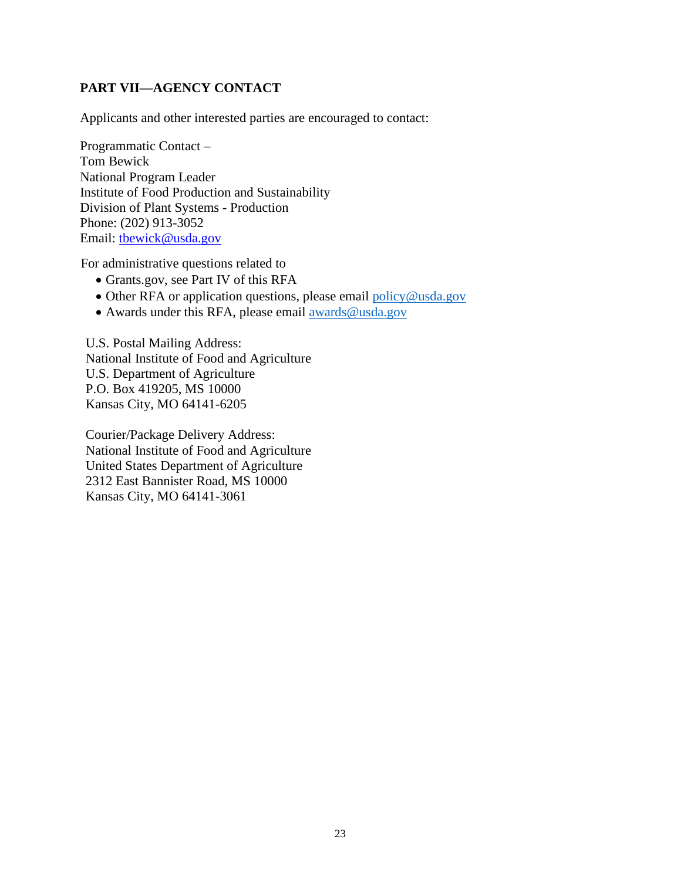## PART VII—AGENCY CONTACT

Applicants and other interested parties are encouraged to contact:

Programmatic Contact –  
Tom Bewick  
National Program Leader  
Institute of Food Production and Sustainability  
Division of Plant Systems - Production  
Phone: (202) 913-3052  
Email: tbewick@usda.gov

For administrative questions related to

- Grants.gov, see Part IV of this RFA
- Other RFA or application questions, please email policy@usda.gov
- Awards under this RFA, please email awards@usda.gov

U.S. Postal Mailing Address:  
National Institute of Food and Agriculture  
U.S. Department of Agriculture  
P.O. Box 419205, MS 10000  
Kansas City, MO 64141-6205

Courier/Package Delivery Address:  
National Institute of Food and Agriculture  
United States Department of Agriculture  
2312 East Bannister Road, MS 10000  
Kansas City, MO 64141-3061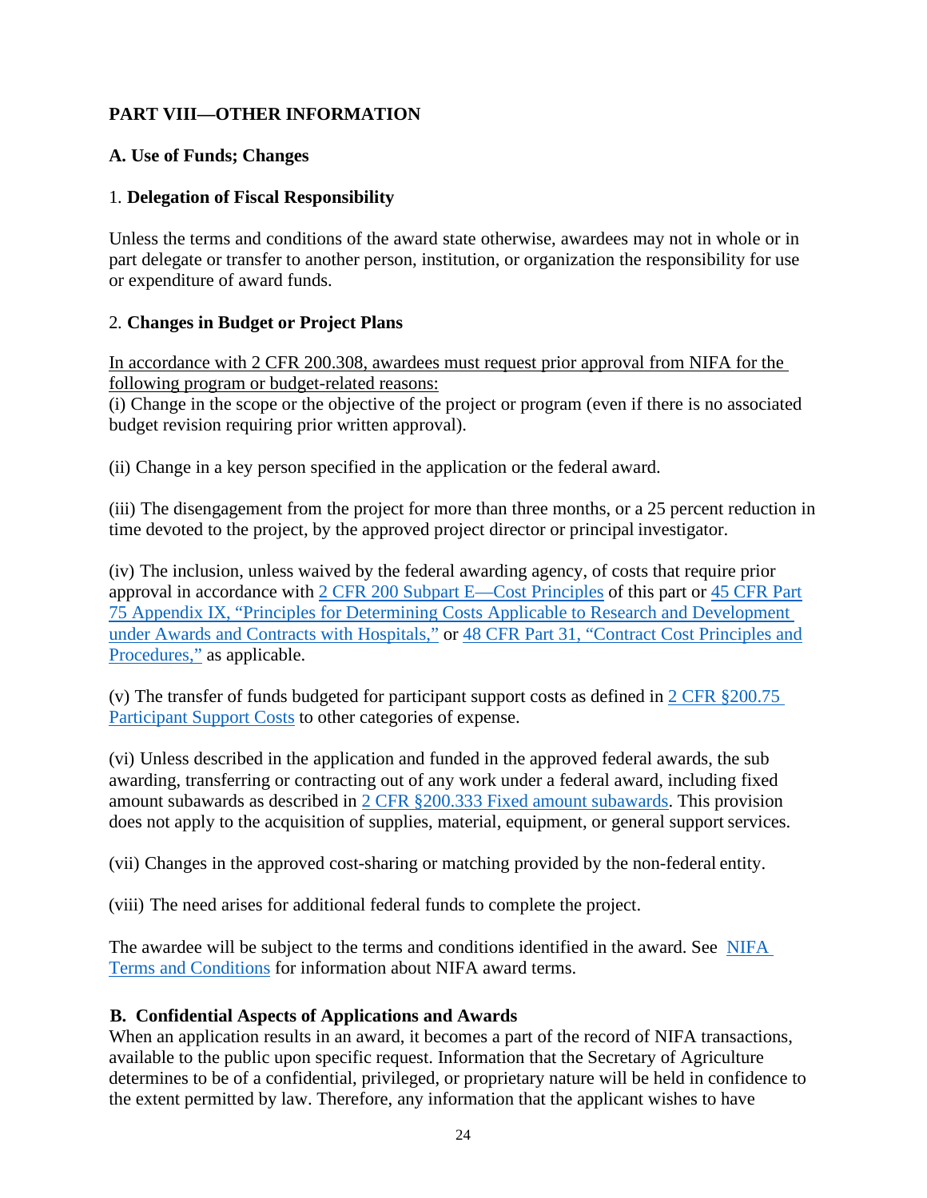## PART VIII—OTHER INFORMATION

### A. Use of Funds; Changes

1. **Delegation of Fiscal Responsibility**

Unless the terms and conditions of the award state otherwise, awardees may not in whole or in part delegate or transfer to another person, institution, or organization the responsibility for use or expenditure of award funds.

2. **Changes in Budget or Project Plans**

In accordance with 2 CFR 200.308, awardees must request prior approval from NIFA for the following program or budget-related reasons:

(i) Change in the scope or the objective of the project or program (even if there is no associated budget revision requiring prior written approval).

(ii) Change in a key person specified in the application or the federal award.

(iii) The disengagement from the project for more than three months, or a 25 percent reduction in time devoted to the project, by the approved project director or principal investigator.

(iv) The inclusion, unless waived by the federal awarding agency, of costs that require prior approval in accordance with 2 CFR 200 Subpart E—Cost Principles of this part or 45 CFR Part 75 Appendix IX, "Principles for Determining Costs Applicable to Research and Development under Awards and Contracts with Hospitals," or 48 CFR Part 31, "Contract Cost Principles and Procedures," as applicable.

(v) The transfer of funds budgeted for participant support costs as defined in 2 CFR §200.75 Participant Support Costs to other categories of expense.

(vi) Unless described in the application and funded in the approved federal awards, the sub awarding, transferring or contracting out of any work under a federal award, including fixed amount subawards as described in 2 CFR §200.333 Fixed amount subawards. This provision does not apply to the acquisition of supplies, material, equipment, or general support services.

(vii) Changes in the approved cost-sharing or matching provided by the non-federal entity.

(viii) The need arises for additional federal funds to complete the project.

The awardee will be subject to the terms and conditions identified in the award. See NIFA Terms and Conditions for information about NIFA award terms.

### B. Confidential Aspects of Applications and Awards

When an application results in an award, it becomes a part of the record of NIFA transactions, available to the public upon specific request. Information that the Secretary of Agriculture determines to be of a confidential, privileged, or proprietary nature will be held in confidence to the extent permitted by law. Therefore, any information that the applicant wishes to have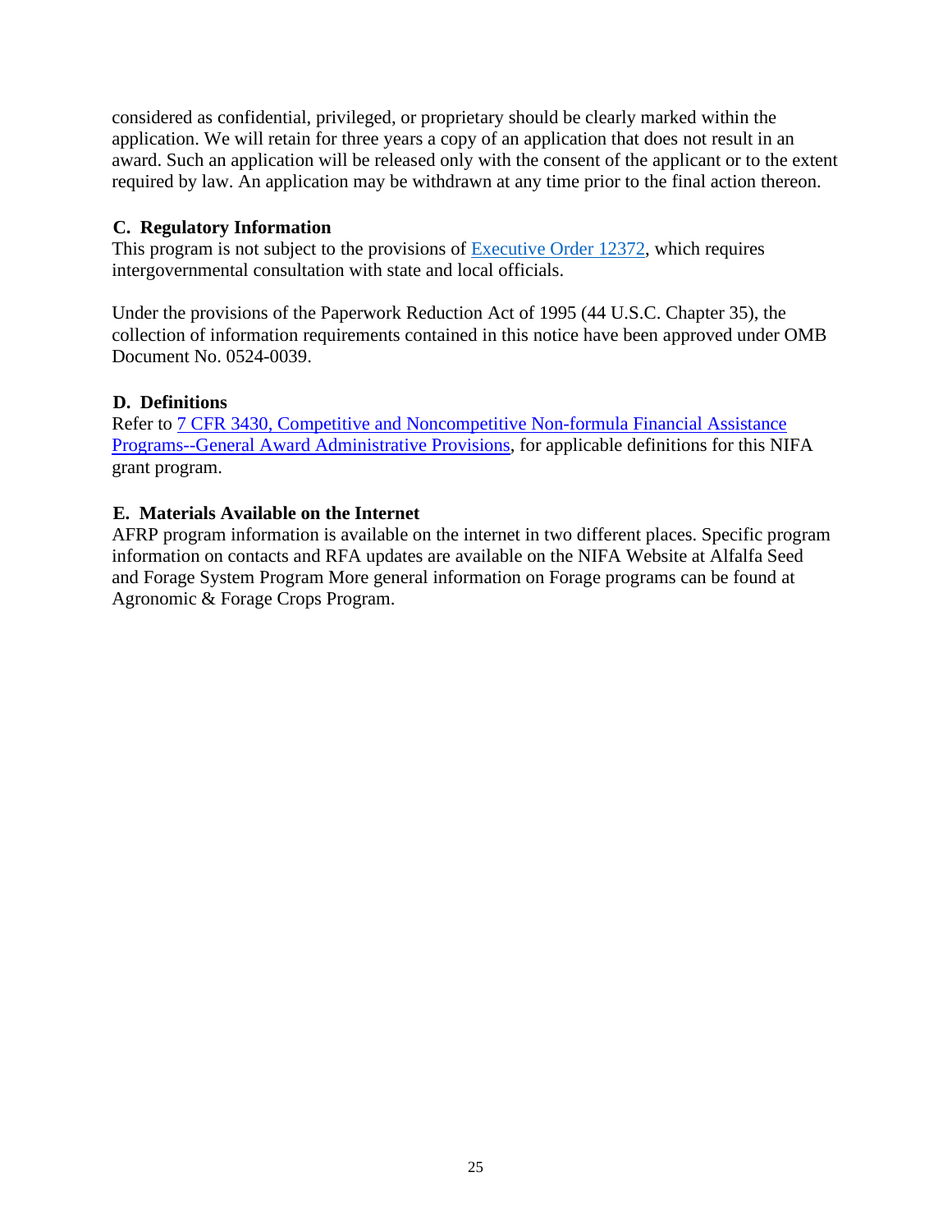considered as confidential, privileged, or proprietary should be clearly marked within the application. We will retain for three years a copy of an application that does not result in an award. Such an application will be released only with the consent of the applicant or to the extent required by law. An application may be withdrawn at any time prior to the final action thereon.

### C. Regulatory Information

This program is not subject to the provisions of Executive Order 12372, which requires intergovernmental consultation with state and local officials.

Under the provisions of the Paperwork Reduction Act of 1995 (44 U.S.C. Chapter 35), the collection of information requirements contained in this notice have been approved under OMB Document No. 0524-0039.

### D. Definitions

Refer to 7 CFR 3430, Competitive and Noncompetitive Non-formula Financial Assistance Programs--General Award Administrative Provisions, for applicable definitions for this NIFA grant program.

### E. Materials Available on the Internet

AFRP program information is available on the internet in two different places. Specific program information on contacts and RFA updates are available on the NIFA Website at Alfalfa Seed and Forage System Program More general information on Forage programs can be found at Agronomic & Forage Crops Program.